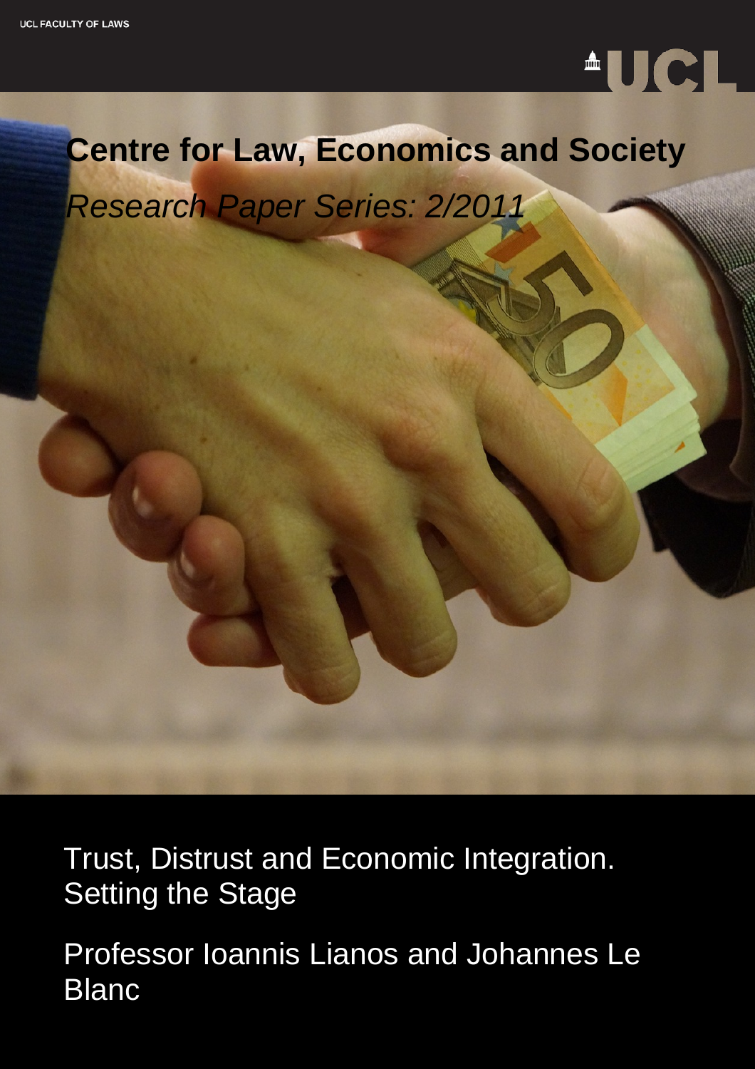UCL FACULTY OF LAWS

# Centre for Law, Economics and Society

*Research Paper Series: 2/2011*

## Trust, Distrust and Economic Integration. Setting the Stage

Professor Ioannis Lianos and Johannes Le Blanc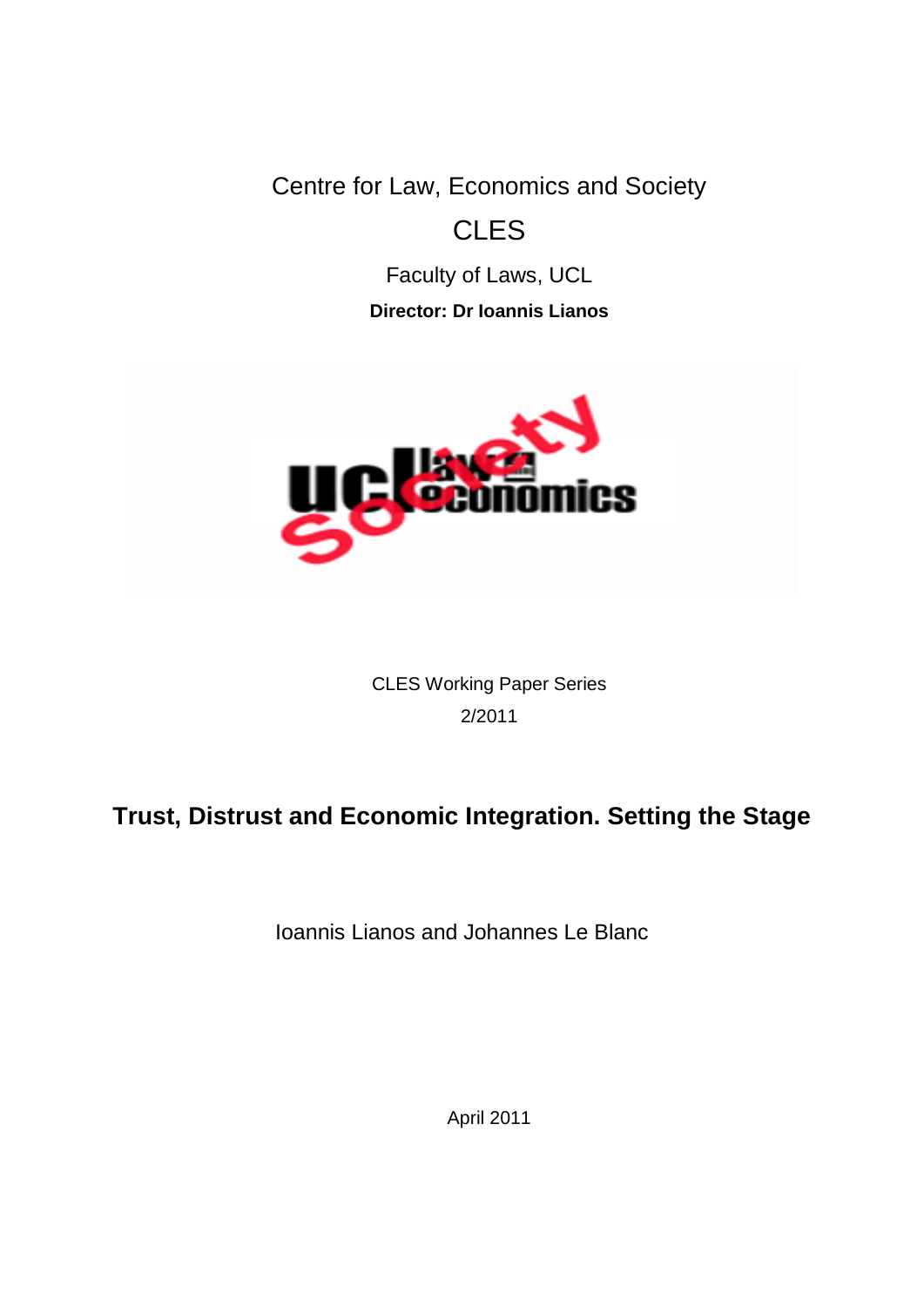Centre for Law, Economics and Society

CLES

Faculty of Laws, UCL

**Director: Dr Ioannis Lianos**

CLES Working Paper Series

2/2011

# Trust, Distrust and Economic Integration. Setting the Stage

Ioannis Lianos and Johannes Le Blanc

April 2011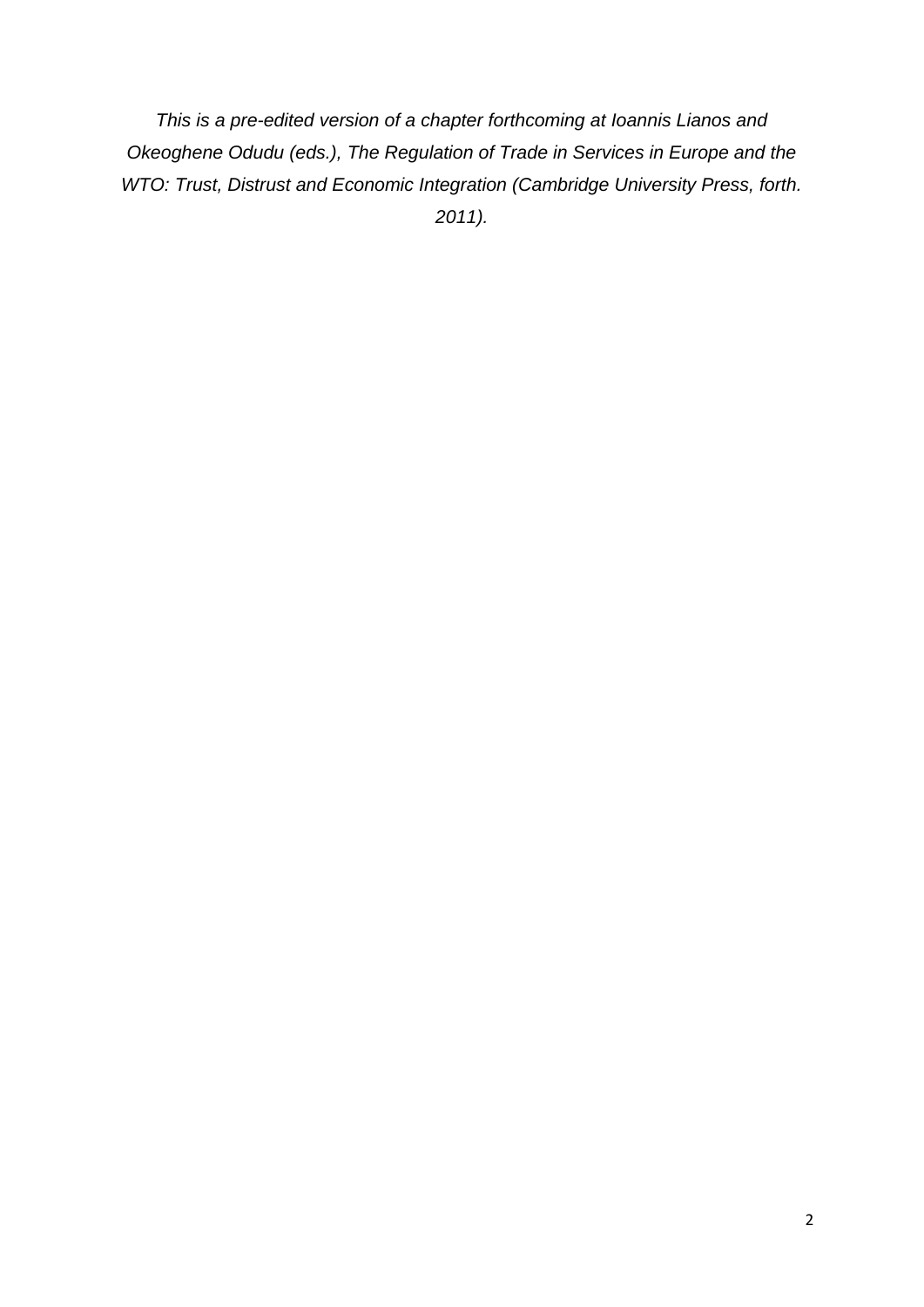*This is a pre-edited version of a chapter forthcoming at Ioannis Lianos and Okeoghene Odudu (eds.), The Regulation of Trade in Services in Europe and the WTO: Trust, Distrust and Economic Integration (Cambridge University Press, forth. 2011).*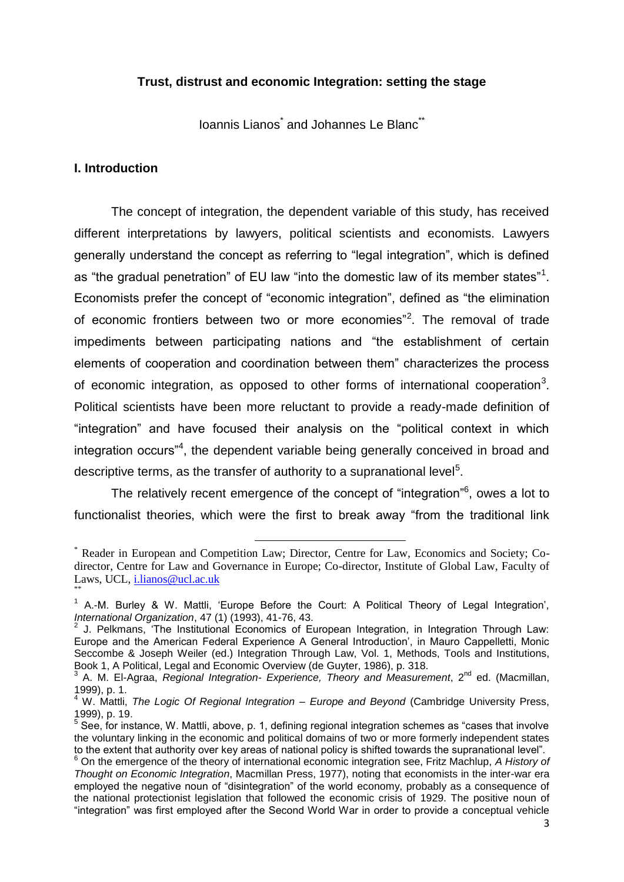**Trust, distrust and economic Integration: setting the stage**

Ioannis Lianos[*] and Johannes Le Blanc[**]

## I. Introduction

The concept of integration, the dependent variable of this study, has received different interpretations by lawyers, political scientists and economists. Lawyers generally understand the concept as referring to "legal integration", which is defined as "the gradual penetration" of EU law "into the domestic law of its member states"[1]. Economists prefer the concept of "economic integration", defined as "the elimination of economic frontiers between two or more economies"[2]. The removal of trade impediments between participating nations and "the establishment of certain elements of cooperation and coordination between them" characterizes the process of economic integration, as opposed to other forms of international cooperation[3]. Political scientists have been more reluctant to provide a ready-made definition of "integration" and have focused their analysis on the "political context in which integration occurs"[4], the dependent variable being generally conceived in broad and descriptive terms, as the transfer of authority to a supranational level[5].

The relatively recent emergence of the concept of "integration"[6], owes a lot to functionalist theories, which were the first to break away "from the traditional link

---

[*] Reader in European and Competition Law; Director, Centre for Law, Economics and Society; Co-director, Centre for Law and Governance in Europe; Co-director, Institute of Global Law, Faculty of Laws, UCL, i.lianos@ucl.ac.uk

[**]

[1] A.-M. Burley & W. Mattli, 'Europe Before the Court: A Political Theory of Legal Integration', *International Organization*, 47 (1) (1993), 41-76, 43.

[2] J. Pelkmans, 'The Institutional Economics of European Integration, in Integration Through Law: Europe and the American Federal Experience A General Introduction', in Mauro Cappelletti, Monic Seccombe & Joseph Weiler (ed.) Integration Through Law, Vol. 1, Methods, Tools and Institutions, Book 1, A Political, Legal and Economic Overview (de Guyter, 1986), p. 318.

[3] A. M. El-Agraa, *Regional Integration- Experience, Theory and Measurement*, 2nd ed. (Macmillan, 1999), p. 1.

[4] W. Mattli, *The Logic Of Regional Integration – Europe and Beyond* (Cambridge University Press, 1999), p. 19.

[5] See, for instance, W. Mattli, above, p. 1, defining regional integration schemes as "cases that involve the voluntary linking in the economic and political domains of two or more formerly independent states to the extent that authority over key areas of national policy is shifted towards the supranational level".

[6] On the emergence of the theory of international economic integration see, Fritz Machlup, *A History of Thought on Economic Integration*, Macmillan Press, 1977), noting that economists in the inter-war era employed the negative noun of "disintegration" of the world economy, probably as a consequence of the national protectionist legislation that followed the economic crisis of 1929. The positive noun of "integration" was first employed after the Second World War in order to provide a conceptual vehicle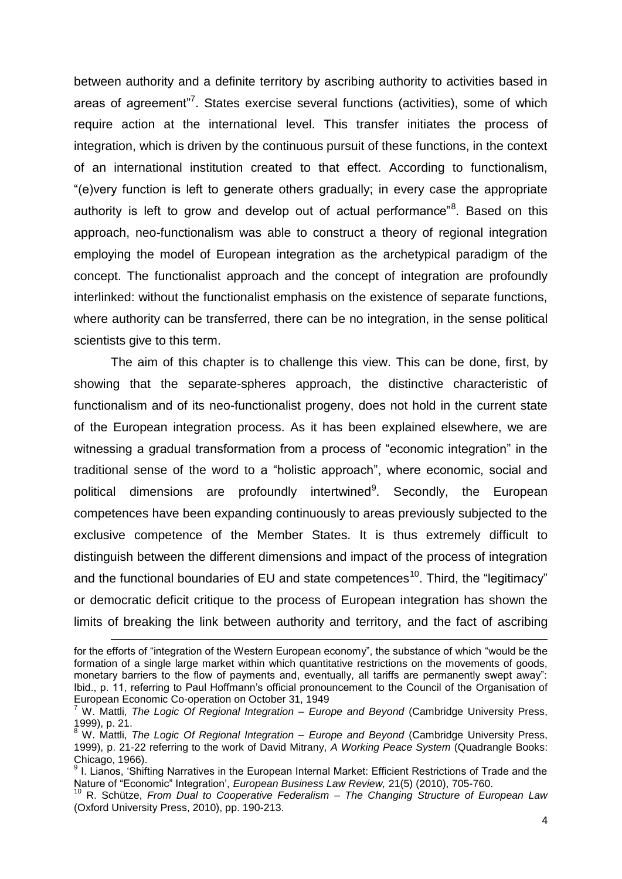between authority and a definite territory by ascribing authority to activities based in areas of agreement"[7]. States exercise several functions (activities), some of which require action at the international level. This transfer initiates the process of integration, which is driven by the continuous pursuit of these functions, in the context of an international institution created to that effect. According to functionalism, "(e)very function is left to generate others gradually; in every case the appropriate authority is left to grow and develop out of actual performance"[8]. Based on this approach, neo-functionalism was able to construct a theory of regional integration employing the model of European integration as the archetypical paradigm of the concept. The functionalist approach and the concept of integration are profoundly interlinked: without the functionalist emphasis on the existence of separate functions, where authority can be transferred, there can be no integration, in the sense political scientists give to this term.

The aim of this chapter is to challenge this view. This can be done, first, by showing that the separate-spheres approach, the distinctive characteristic of functionalism and of its neo-functionalist progeny, does not hold in the current state of the European integration process. As it has been explained elsewhere, we are witnessing a gradual transformation from a process of "economic integration" in the traditional sense of the word to a "holistic approach", where economic, social and political dimensions are profoundly intertwined[9]. Secondly, the European competences have been expanding continuously to areas previously subjected to the exclusive competence of the Member States. It is thus extremely difficult to distinguish between the different dimensions and impact of the process of integration and the functional boundaries of EU and state competences[10]. Third, the "legitimacy" or democratic deficit critique to the process of European integration has shown the limits of breaking the link between authority and territory, and the fact of ascribing

---

for the efforts of "integration of the Western European economy", the substance of which "would be the formation of a single large market within which quantitative restrictions on the movements of goods, monetary barriers to the flow of payments and, eventually, all tariffs are permanently swept away": Ibid., p. 11, referring to Paul Hoffmann's official pronouncement to the Council of the Organisation of European Economic Co-operation on October 31, 1949

[7] W. Mattli, *The Logic Of Regional Integration – Europe and Beyond* (Cambridge University Press, 1999), p. 21.

[8] W. Mattli, *The Logic Of Regional Integration – Europe and Beyond* (Cambridge University Press, 1999), p. 21-22 referring to the work of David Mitrany, *A Working Peace System* (Quadrangle Books: Chicago, 1966).

[9] I. Lianos, 'Shifting Narratives in the European Internal Market: Efficient Restrictions of Trade and the Nature of "Economic" Integration', *European Business Law Review,* 21(5) (2010), 705-760.

[10] R. Schütze, *From Dual to Cooperative Federalism – The Changing Structure of European Law* (Oxford University Press, 2010), pp. 190-213.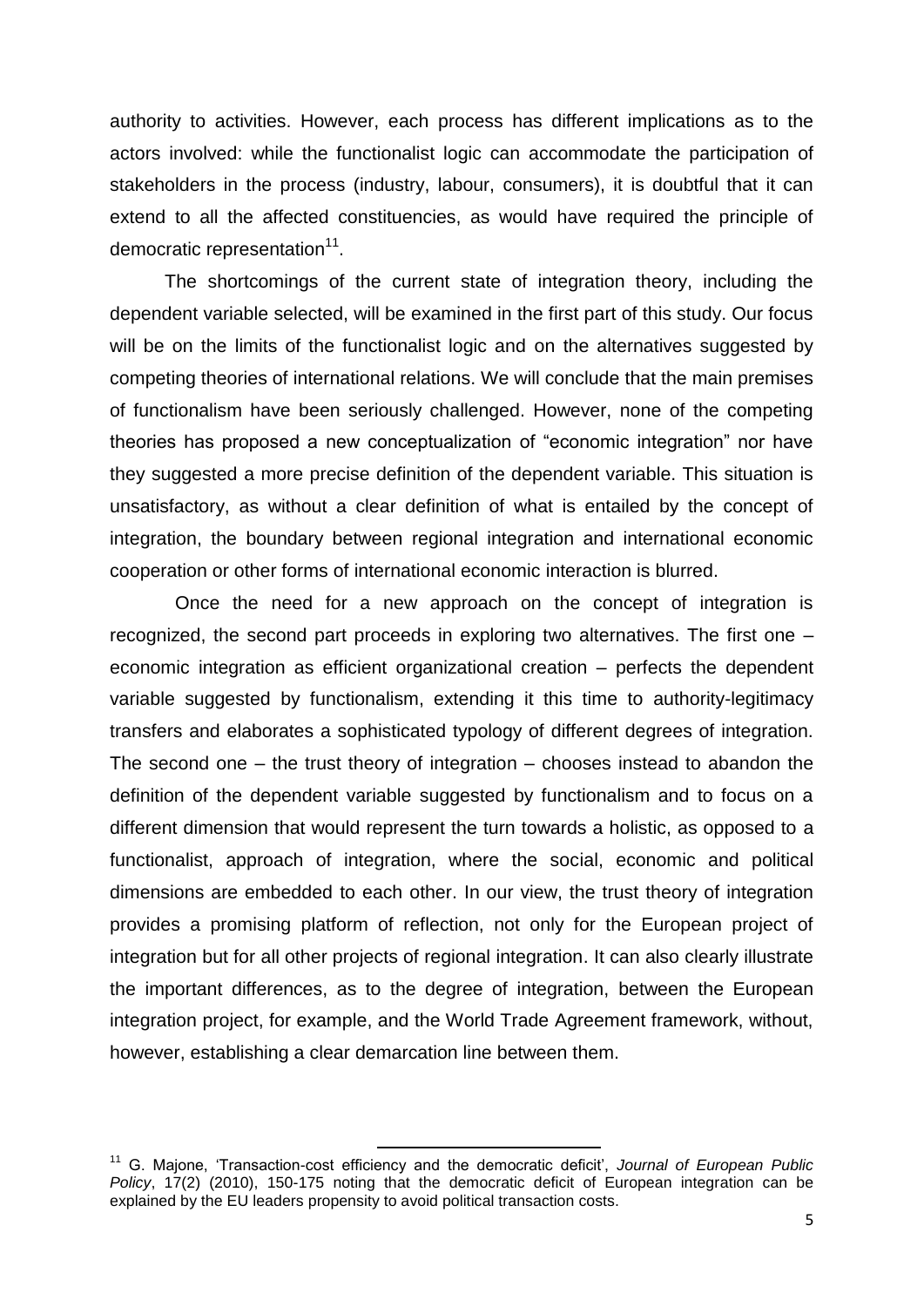authority to activities. However, each process has different implications as to the actors involved: while the functionalist logic can accommodate the participation of stakeholders in the process (industry, labour, consumers), it is doubtful that it can extend to all the affected constituencies, as would have required the principle of democratic representation[11].

The shortcomings of the current state of integration theory, including the dependent variable selected, will be examined in the first part of this study. Our focus will be on the limits of the functionalist logic and on the alternatives suggested by competing theories of international relations. We will conclude that the main premises of functionalism have been seriously challenged. However, none of the competing theories has proposed a new conceptualization of "economic integration" nor have they suggested a more precise definition of the dependent variable. This situation is unsatisfactory, as without a clear definition of what is entailed by the concept of integration, the boundary between regional integration and international economic cooperation or other forms of international economic interaction is blurred.

Once the need for a new approach on the concept of integration is recognized, the second part proceeds in exploring two alternatives. The first one – economic integration as efficient organizational creation – perfects the dependent variable suggested by functionalism, extending it this time to authority-legitimacy transfers and elaborates a sophisticated typology of different degrees of integration. The second one – the trust theory of integration – chooses instead to abandon the definition of the dependent variable suggested by functionalism and to focus on a different dimension that would represent the turn towards a holistic, as opposed to a functionalist, approach of integration, where the social, economic and political dimensions are embedded to each other. In our view, the trust theory of integration provides a promising platform of reflection, not only for the European project of integration but for all other projects of regional integration. It can also clearly illustrate the important differences, as to the degree of integration, between the European integration project, for example, and the World Trade Agreement framework, without, however, establishing a clear demarcation line between them.

[11] G. Majone, 'Transaction-cost efficiency and the democratic deficit', *Journal of European Public Policy*, 17(2) (2010), 150-175 noting that the democratic deficit of European integration can be explained by the EU leaders propensity to avoid political transaction costs.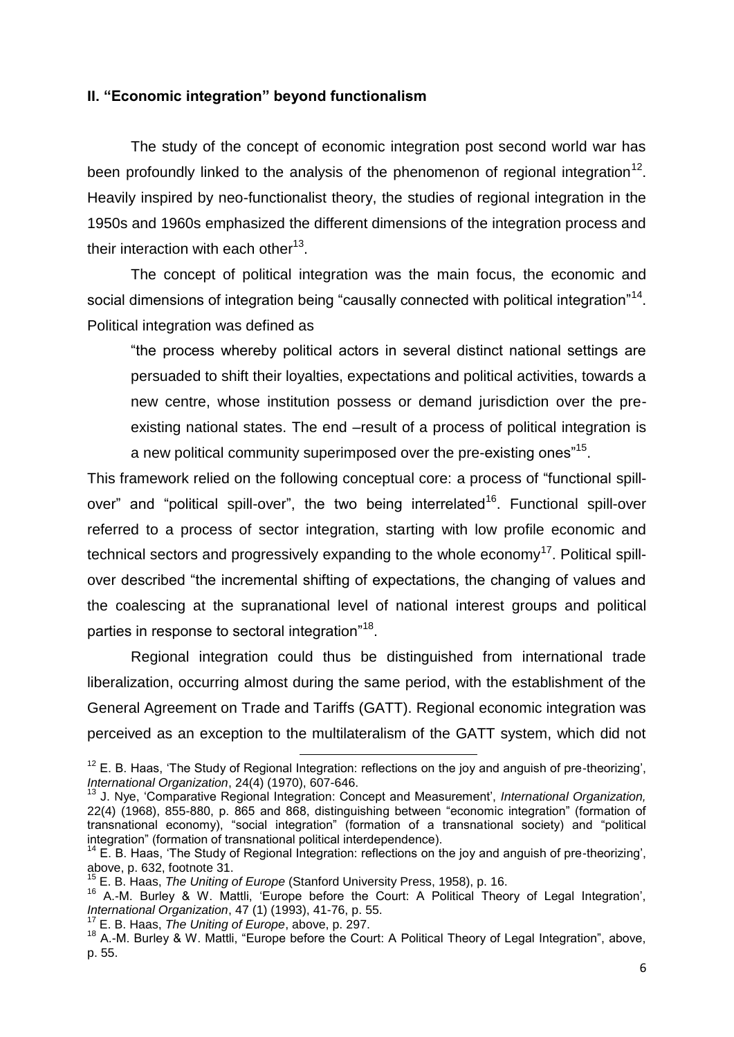### II. "Economic integration" beyond functionalism

The study of the concept of economic integration post second world war has been profoundly linked to the analysis of the phenomenon of regional integration[12]. Heavily inspired by neo-functionalist theory, the studies of regional integration in the 1950s and 1960s emphasized the different dimensions of the integration process and their interaction with each other[13].

The concept of political integration was the main focus, the economic and social dimensions of integration being "causally connected with political integration"[14]. Political integration was defined as

> "the process whereby political actors in several distinct national settings are persuaded to shift their loyalties, expectations and political activities, towards a new centre, whose institution possess or demand jurisdiction over the pre-existing national states. The end –result of a process of political integration is a new political community superimposed over the pre-existing ones"[15].

This framework relied on the following conceptual core: a process of "functional spill-over" and "political spill-over", the two being interrelated[16]. Functional spill-over referred to a process of sector integration, starting with low profile economic and technical sectors and progressively expanding to the whole economy[17]. Political spill-over described "the incremental shifting of expectations, the changing of values and the coalescing at the supranational level of national interest groups and political parties in response to sectoral integration"[18].

Regional integration could thus be distinguished from international trade liberalization, occurring almost during the same period, with the establishment of the General Agreement on Trade and Tariffs (GATT). Regional economic integration was perceived as an exception to the multilateralism of the GATT system, which did not

---

[12] E. B. Haas, 'The Study of Regional Integration: reflections on the joy and anguish of pre-theorizing', *International Organization*, 24(4) (1970), 607-646.

[13] J. Nye, 'Comparative Regional Integration: Concept and Measurement', *International Organization,* 22(4) (1968), 855-880, p. 865 and 868, distinguishing between "economic integration" (formation of transnational economy), "social integration" (formation of a transnational society) and "political integration" (formation of transnational political interdependence).

[14] E. B. Haas, 'The Study of Regional Integration: reflections on the joy and anguish of pre-theorizing', above, p. 632, footnote 31.

[15] E. B. Haas, *The Uniting of Europe* (Stanford University Press, 1958), p. 16.

[16] A.-M. Burley & W. Mattli, 'Europe before the Court: A Political Theory of Legal Integration', *International Organization*, 47 (1) (1993), 41-76, p. 55.

[17] E. B. Haas, *The Uniting of Europe*, above, p. 297.

[18] A.-M. Burley & W. Mattli, "Europe before the Court: A Political Theory of Legal Integration", above, p. 55.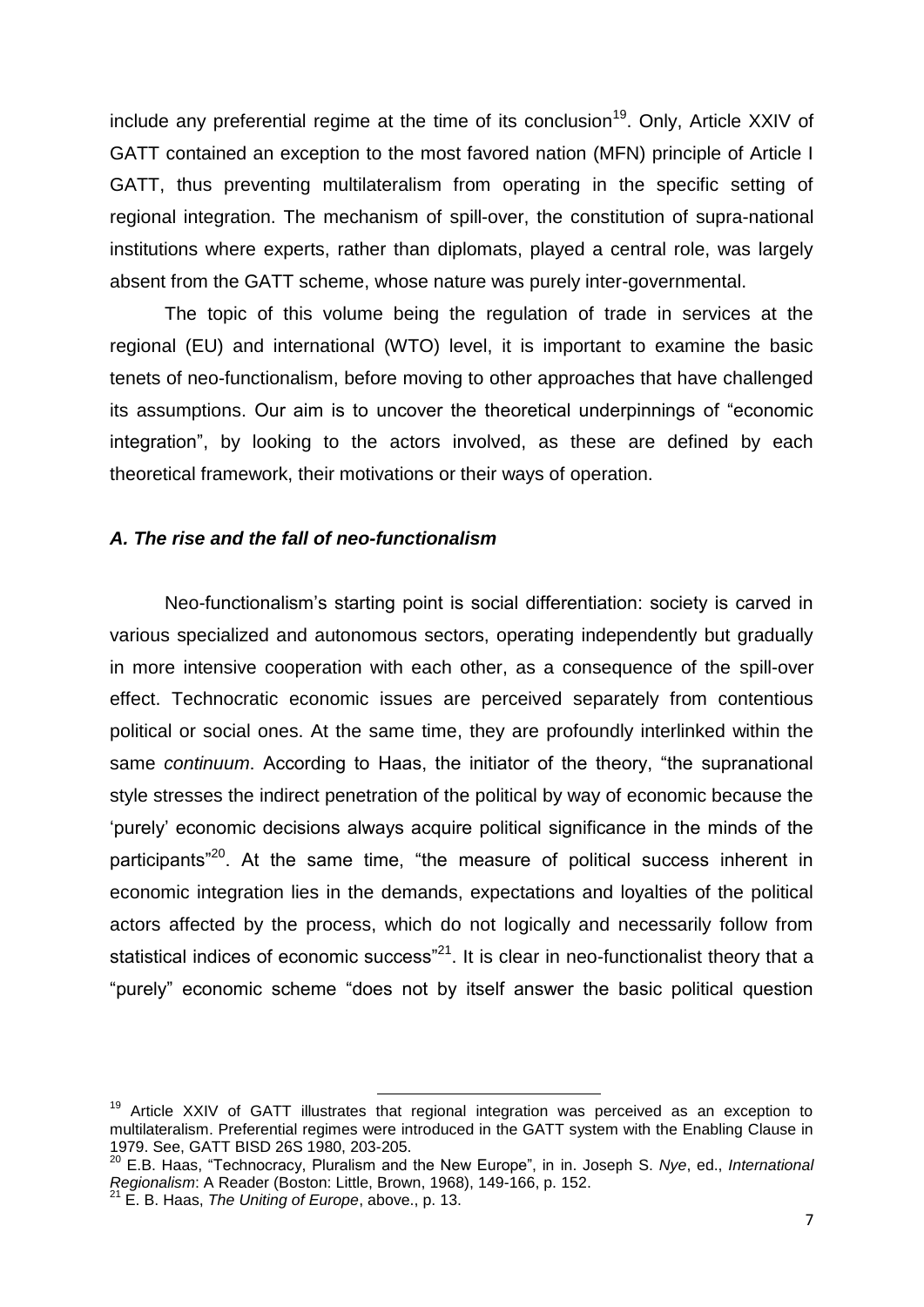include any preferential regime at the time of its conclusion[19]. Only, Article XXIV of GATT contained an exception to the most favored nation (MFN) principle of Article I GATT, thus preventing multilateralism from operating in the specific setting of regional integration. The mechanism of spill-over, the constitution of supra-national institutions where experts, rather than diplomats, played a central role, was largely absent from the GATT scheme, whose nature was purely inter-governmental.

The topic of this volume being the regulation of trade in services at the regional (EU) and international (WTO) level, it is important to examine the basic tenets of neo-functionalism, before moving to other approaches that have challenged its assumptions. Our aim is to uncover the theoretical underpinnings of "economic integration", by looking to the actors involved, as these are defined by each theoretical framework, their motivations or their ways of operation.

### *A. The rise and the fall of neo-functionalism*

Neo-functionalism's starting point is social differentiation: society is carved in various specialized and autonomous sectors, operating independently but gradually in more intensive cooperation with each other, as a consequence of the spill-over effect. Technocratic economic issues are perceived separately from contentious political or social ones. At the same time, they are profoundly interlinked within the same *continuum*. According to Haas, the initiator of the theory, "the supranational style stresses the indirect penetration of the political by way of economic because the 'purely' economic decisions always acquire political significance in the minds of the participants"[20]. At the same time, "the measure of political success inherent in economic integration lies in the demands, expectations and loyalties of the political actors affected by the process, which do not logically and necessarily follow from statistical indices of economic success"[21]. It is clear in neo-functionalist theory that a "purely" economic scheme "does not by itself answer the basic political question

---

[19] Article XXIV of GATT illustrates that regional integration was perceived as an exception to multilateralism. Preferential regimes were introduced in the GATT system with the Enabling Clause in 1979. See, GATT BISD 26S 1980, 203-205.

[20] E.B. Haas, "Technocracy, Pluralism and the New Europe", in in. Joseph S. *Nye*, ed., *International Regionalism*: A Reader (Boston: Little, Brown, 1968), 149-166, p. 152.

[21] E. B. Haas, *The Uniting of Europe*, above., p. 13.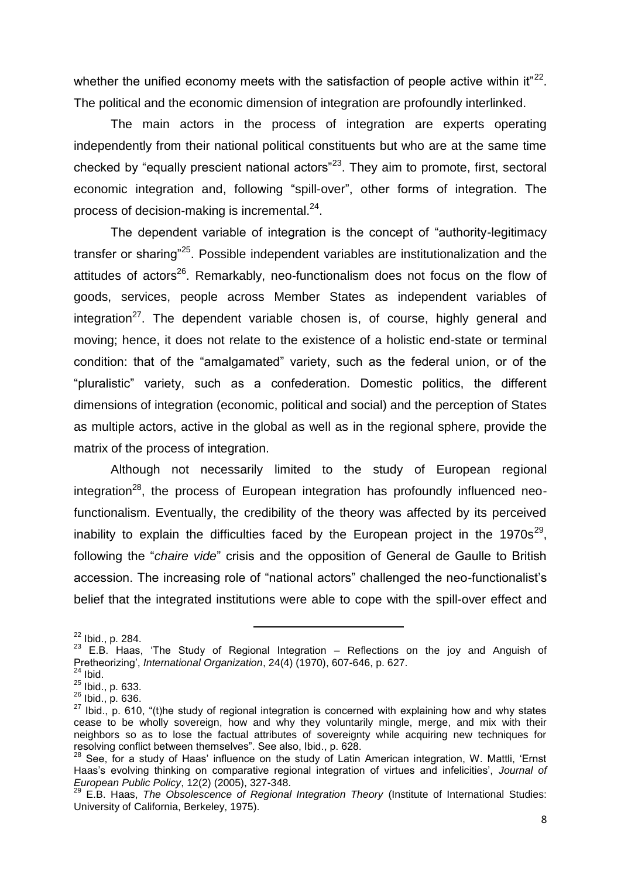whether the unified economy meets with the satisfaction of people active within it"[22]. The political and the economic dimension of integration are profoundly interlinked.

The main actors in the process of integration are experts operating independently from their national political constituents but who are at the same time checked by "equally prescient national actors"[23]. They aim to promote, first, sectoral economic integration and, following "spill-over", other forms of integration. The process of decision-making is incremental.[24].

The dependent variable of integration is the concept of "authority-legitimacy transfer or sharing"[25]. Possible independent variables are institutionalization and the attitudes of actors[26]. Remarkably, neo-functionalism does not focus on the flow of goods, services, people across Member States as independent variables of integration[27]. The dependent variable chosen is, of course, highly general and moving; hence, it does not relate to the existence of a holistic end-state or terminal condition: that of the "amalgamated" variety, such as the federal union, or of the "pluralistic" variety, such as a confederation. Domestic politics, the different dimensions of integration (economic, political and social) and the perception of States as multiple actors, active in the global as well as in the regional sphere, provide the matrix of the process of integration.

Although not necessarily limited to the study of European regional integration[28], the process of European integration has profoundly influenced neo-functionalism. Eventually, the credibility of the theory was affected by its perceived inability to explain the difficulties faced by the European project in the 1970s[29], following the "*chaire vide*" crisis and the opposition of General de Gaulle to British accession. The increasing role of "national actors" challenged the neo-functionalist's belief that the integrated institutions were able to cope with the spill-over effect and

---

[22] Ibid., p. 284.

[23] E.B. Haas, 'The Study of Regional Integration – Reflections on the joy and Anguish of Pretheorizing', *International Organization*, 24(4) (1970), 607-646, p. 627.

[24] Ibid.

[25] Ibid., p. 633.

[26] Ibid., p. 636.

[27] Ibid., p. 610, "(t)he study of regional integration is concerned with explaining how and why states cease to be wholly sovereign, how and why they voluntarily mingle, merge, and mix with their neighbors so as to lose the factual attributes of sovereignty while acquiring new techniques for resolving conflict between themselves". See also, Ibid., p. 628.

[28] See, for a study of Haas' influence on the study of Latin American integration, W. Mattli, 'Ernst Haas's evolving thinking on comparative regional integration of virtues and infelicities', *Journal of European Public Policy*, 12(2) (2005), 327-348.

[29] E.B. Haas, *The Obsolescence of Regional Integration Theory* (Institute of International Studies: University of California, Berkeley, 1975).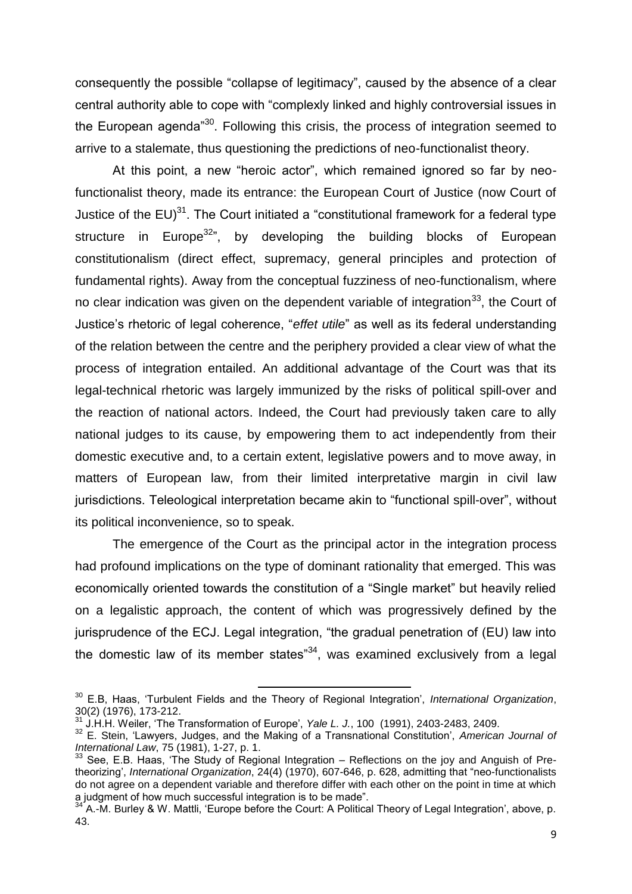consequently the possible "collapse of legitimacy", caused by the absence of a clear central authority able to cope with "complexly linked and highly controversial issues in the European agenda"[30]. Following this crisis, the process of integration seemed to arrive to a stalemate, thus questioning the predictions of neo-functionalist theory.

At this point, a new "heroic actor", which remained ignored so far by neo-functionalist theory, made its entrance: the European Court of Justice (now Court of Justice of the EU)[31]. The Court initiated a "constitutional framework for a federal type structure in Europe[32]", by developing the building blocks of European constitutionalism (direct effect, supremacy, general principles and protection of fundamental rights). Away from the conceptual fuzziness of neo-functionalism, where no clear indication was given on the dependent variable of integration[33], the Court of Justice's rhetoric of legal coherence, "*effet utile*" as well as its federal understanding of the relation between the centre and the periphery provided a clear view of what the process of integration entailed. An additional advantage of the Court was that its legal-technical rhetoric was largely immunized by the risks of political spill-over and the reaction of national actors. Indeed, the Court had previously taken care to ally national judges to its cause, by empowering them to act independently from their domestic executive and, to a certain extent, legislative powers and to move away, in matters of European law, from their limited interpretative margin in civil law jurisdictions. Teleological interpretation became akin to "functional spill-over", without its political inconvenience, so to speak.

The emergence of the Court as the principal actor in the integration process had profound implications on the type of dominant rationality that emerged. This was economically oriented towards the constitution of a "Single market" but heavily relied on a legalistic approach, the content of which was progressively defined by the jurisprudence of the ECJ. Legal integration, "the gradual penetration of (EU) law into the domestic law of its member states"[34], was examined exclusively from a legal

---

[30] E.B, Haas, 'Turbulent Fields and the Theory of Regional Integration', *International Organization*, 30(2) (1976), 173-212.

[31] J.H.H. Weiler, 'The Transformation of Europe', *Yale L. J.*, 100 (1991), 2403-2483, 2409.

[32] E. Stein, 'Lawyers, Judges, and the Making of a Transnational Constitution', *American Journal of International Law*, 75 (1981), 1-27, p. 1.

[33] See, E.B. Haas, 'The Study of Regional Integration – Reflections on the joy and Anguish of Pre-theorizing', *International Organization*, 24(4) (1970), 607-646, p. 628, admitting that "neo-functionalists do not agree on a dependent variable and therefore differ with each other on the point in time at which a judgment of how much successful integration is to be made".

[34] A.-M. Burley & W. Mattli, 'Europe before the Court: A Political Theory of Legal Integration', above, p. 43.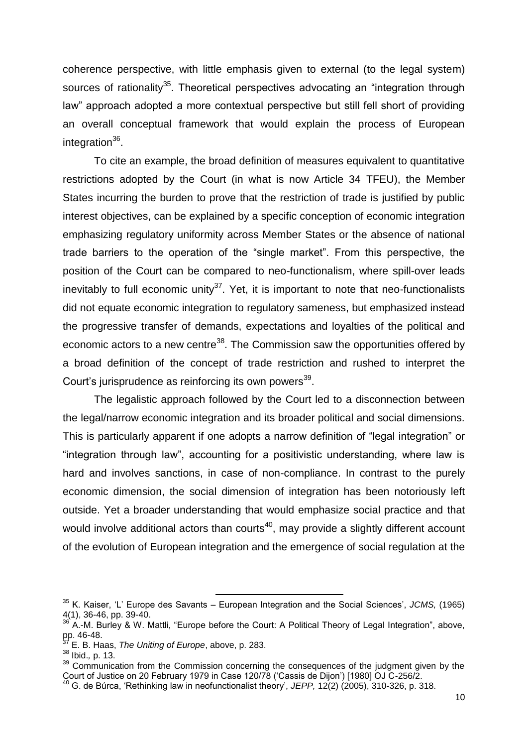coherence perspective, with little emphasis given to external (to the legal system) sources of rationality[35]. Theoretical perspectives advocating an "integration through law" approach adopted a more contextual perspective but still fell short of providing an overall conceptual framework that would explain the process of European integration[36].

To cite an example, the broad definition of measures equivalent to quantitative restrictions adopted by the Court (in what is now Article 34 TFEU), the Member States incurring the burden to prove that the restriction of trade is justified by public interest objectives, can be explained by a specific conception of economic integration emphasizing regulatory uniformity across Member States or the absence of national trade barriers to the operation of the "single market". From this perspective, the position of the Court can be compared to neo-functionalism, where spill-over leads inevitably to full economic unity[37]. Yet, it is important to note that neo-functionalists did not equate economic integration to regulatory sameness, but emphasized instead the progressive transfer of demands, expectations and loyalties of the political and economic actors to a new centre[38]. The Commission saw the opportunities offered by a broad definition of the concept of trade restriction and rushed to interpret the Court's jurisprudence as reinforcing its own powers[39].

The legalistic approach followed by the Court led to a disconnection between the legal/narrow economic integration and its broader political and social dimensions. This is particularly apparent if one adopts a narrow definition of "legal integration" or "integration through law", accounting for a positivistic understanding, where law is hard and involves sanctions, in case of non-compliance. In contrast to the purely economic dimension, the social dimension of integration has been notoriously left outside. Yet a broader understanding that would emphasize social practice and that would involve additional actors than courts[40], may provide a slightly different account of the evolution of European integration and the emergence of social regulation at the

---

[35] K. Kaiser, 'L' Europe des Savants – European Integration and the Social Sciences', *JCMS,* (1965) 4(1), 36-46, pp. 39-40.

[36] A.-M. Burley & W. Mattli, "Europe before the Court: A Political Theory of Legal Integration", above, pp. 46-48.

[37] E. B. Haas, *The Uniting of Europe*, above, p. 283.

[38] Ibid., p. 13.

[39] Communication from the Commission concerning the consequences of the judgment given by the Court of Justice on 20 February 1979 in Case 120/78 ('Cassis de Dijon') [1980] OJ C-256/2.

[40] G. de Búrca, 'Rethinking law in neofunctionalist theory', *JEPP,* 12(2) (2005), 310-326, p. 318.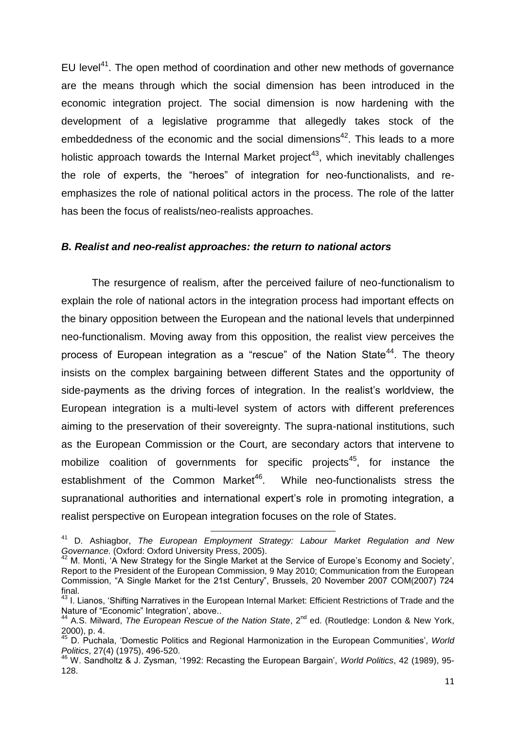EU level[41]. The open method of coordination and other new methods of governance are the means through which the social dimension has been introduced in the economic integration project. The social dimension is now hardening with the development of a legislative programme that allegedly takes stock of the embeddedness of the economic and the social dimensions[42]. This leads to a more holistic approach towards the Internal Market project[43], which inevitably challenges the role of experts, the "heroes" of integration for neo-functionalists, and re-emphasizes the role of national political actors in the process. The role of the latter has been the focus of realists/neo-realists approaches.

### *B. Realist and neo-realist approaches: the return to national actors*

The resurgence of realism, after the perceived failure of neo-functionalism to explain the role of national actors in the integration process had important effects on the binary opposition between the European and the national levels that underpinned neo-functionalism. Moving away from this opposition, the realist view perceives the process of European integration as a "rescue" of the Nation State[44]. The theory insists on the complex bargaining between different States and the opportunity of side-payments as the driving forces of integration. In the realist's worldview, the European integration is a multi-level system of actors with different preferences aiming to the preservation of their sovereignty. The supra-national institutions, such as the European Commission or the Court, are secondary actors that intervene to mobilize coalition of governments for specific projects[45], for instance the establishment of the Common Market[46]. While neo-functionalists stress the supranational authorities and international expert's role in promoting integration, a realist perspective on European integration focuses on the role of States.

---

[41] D. Ashiagbor, *The European Employment Strategy: Labour Market Regulation and New Governance.* (Oxford: Oxford University Press, 2005).

[42] M. Monti, 'A New Strategy for the Single Market at the Service of Europe's Economy and Society', Report to the President of the European Commission, 9 May 2010; Communication from the European Commission, "A Single Market for the 21st Century", Brussels, 20 November 2007 COM(2007) 724 final.

[43] I. Lianos, 'Shifting Narratives in the European Internal Market: Efficient Restrictions of Trade and the Nature of "Economic" Integration', above..

[44] A.S. Milward, *The European Rescue of the Nation State*, 2nd ed. (Routledge: London & New York, 2000), p. 4.

[45] D. Puchala, 'Domestic Politics and Regional Harmonization in the European Communities', *World Politics*, 27(4) (1975), 496-520.

[46] W. Sandholtz & J. Zysman, '1992: Recasting the European Bargain', *World Politics*, 42 (1989), 95-128.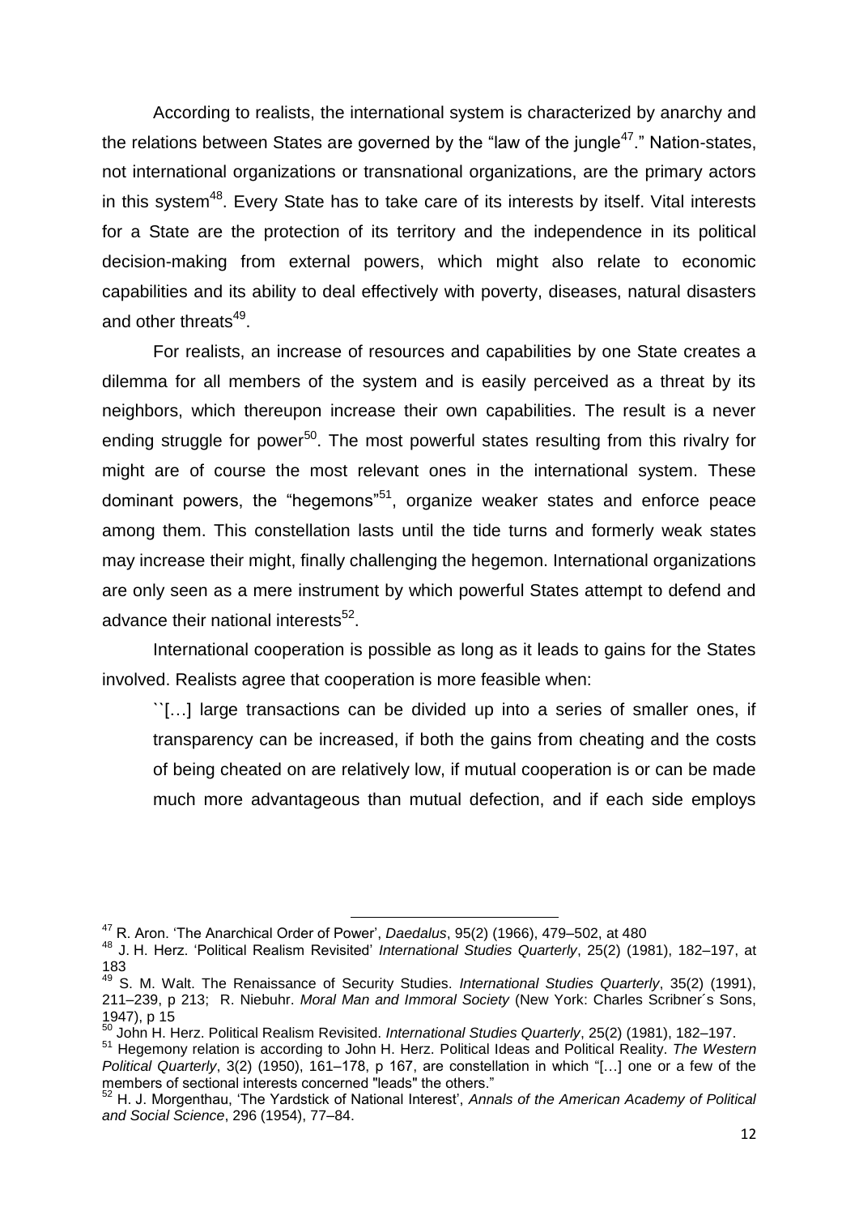According to realists, the international system is characterized by anarchy and the relations between States are governed by the "law of the jungle[47]." Nation-states, not international organizations or transnational organizations, are the primary actors in this system[48]. Every State has to take care of its interests by itself. Vital interests for a State are the protection of its territory and the independence in its political decision-making from external powers, which might also relate to economic capabilities and its ability to deal effectively with poverty, diseases, natural disasters and other threats[49].

For realists, an increase of resources and capabilities by one State creates a dilemma for all members of the system and is easily perceived as a threat by its neighbors, which thereupon increase their own capabilities. The result is a never ending struggle for power[50]. The most powerful states resulting from this rivalry for might are of course the most relevant ones in the international system. These dominant powers, the "hegemons"[51], organize weaker states and enforce peace among them. This constellation lasts until the tide turns and formerly weak states may increase their might, finally challenging the hegemon. International organizations are only seen as a mere instrument by which powerful States attempt to defend and advance their national interests[52].

International cooperation is possible as long as it leads to gains for the States involved. Realists agree that cooperation is more feasible when:

> ``[…] large transactions can be divided up into a series of smaller ones, if transparency can be increased, if both the gains from cheating and the costs of being cheated on are relatively low, if mutual cooperation is or can be made much more advantageous than mutual defection, and if each side employs

---

[47] R. Aron. 'The Anarchical Order of Power', *Daedalus*, 95(2) (1966), 479–502, at 480

[48] J. H. Herz. 'Political Realism Revisited' *International Studies Quarterly*, 25(2) (1981), 182–197, at 183

[49] S. M. Walt. The Renaissance of Security Studies. *International Studies Quarterly*, 35(2) (1991), 211–239, p 213; R. Niebuhr. *Moral Man and Immoral Society* (New York: Charles Scribner´s Sons, 1947), p 15

[50] John H. Herz. Political Realism Revisited. *International Studies Quarterly*, 25(2) (1981), 182–197.

[51] Hegemony relation is according to John H. Herz. Political Ideas and Political Reality. *The Western Political Quarterly*, 3(2) (1950), 161–178, p 167, are constellation in which "[…] one or a few of the members of sectional interests concerned "leads" the others."

[52] H. J. Morgenthau, 'The Yardstick of National Interest', *Annals of the American Academy of Political and Social Science*, 296 (1954), 77–84.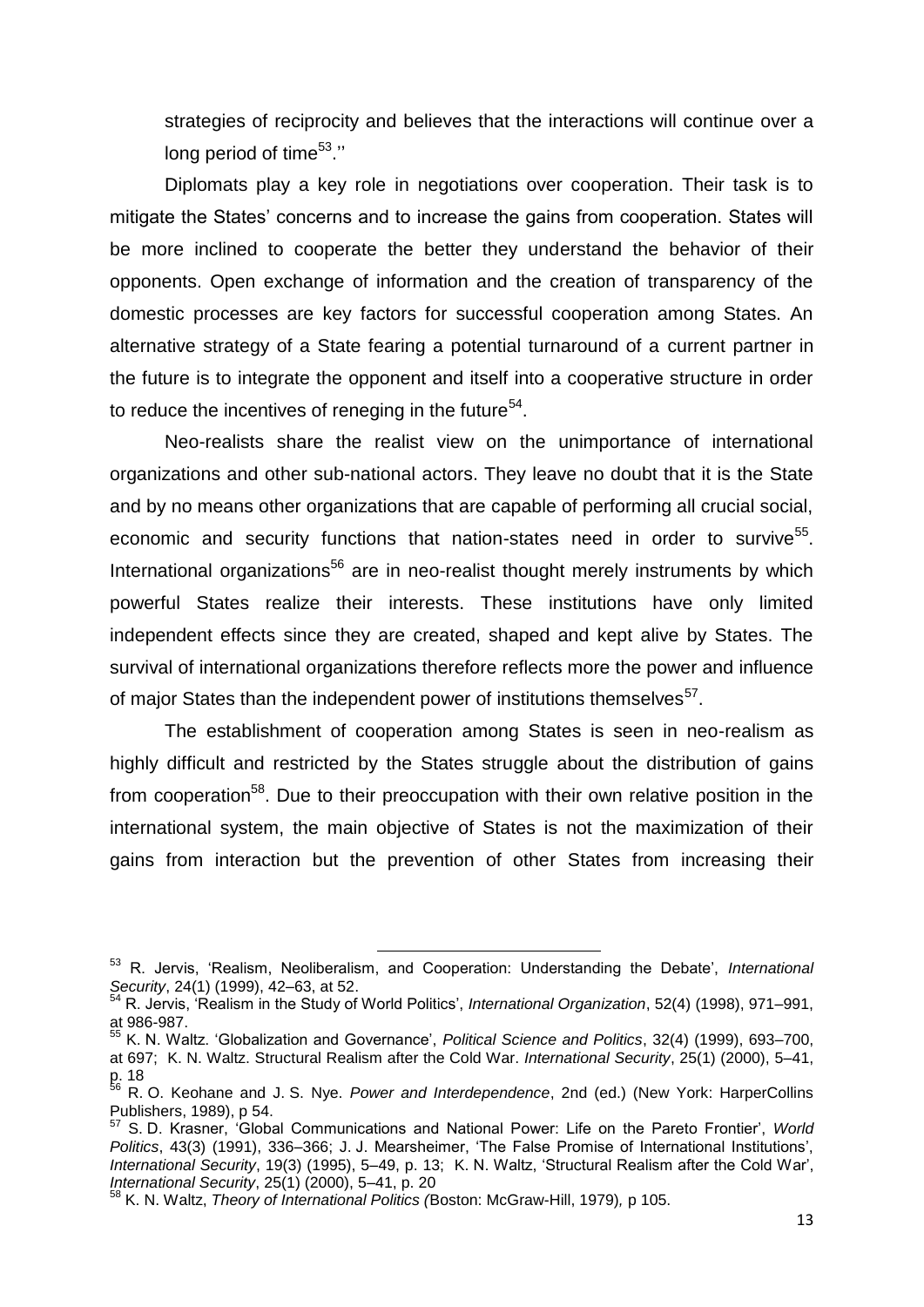strategies of reciprocity and believes that the interactions will continue over a long period of time[53].''

Diplomats play a key role in negotiations over cooperation. Their task is to mitigate the States' concerns and to increase the gains from cooperation. States will be more inclined to cooperate the better they understand the behavior of their opponents. Open exchange of information and the creation of transparency of the domestic processes are key factors for successful cooperation among States. An alternative strategy of a State fearing a potential turnaround of a current partner in the future is to integrate the opponent and itself into a cooperative structure in order to reduce the incentives of reneging in the future[54].

Neo-realists share the realist view on the unimportance of international organizations and other sub-national actors. They leave no doubt that it is the State and by no means other organizations that are capable of performing all crucial social, economic and security functions that nation-states need in order to survive[55]. International organizations[56] are in neo-realist thought merely instruments by which powerful States realize their interests. These institutions have only limited independent effects since they are created, shaped and kept alive by States. The survival of international organizations therefore reflects more the power and influence of major States than the independent power of institutions themselves[57].

The establishment of cooperation among States is seen in neo-realism as highly difficult and restricted by the States struggle about the distribution of gains from cooperation[58]. Due to their preoccupation with their own relative position in the international system, the main objective of States is not the maximization of their gains from interaction but the prevention of other States from increasing their

---

[53] R. Jervis, 'Realism, Neoliberalism, and Cooperation: Understanding the Debate', *International Security*, 24(1) (1999), 42–63, at 52.

[54] R. Jervis, 'Realism in the Study of World Politics', *International Organization*, 52(4) (1998), 971–991, at 986-987.

[55] K. N. Waltz. 'Globalization and Governance', *Political Science and Politics*, 32(4) (1999), 693–700, at 697; K. N. Waltz. Structural Realism after the Cold War. *International Security*, 25(1) (2000), 5–41, p. 18

[56] R. O. Keohane and J. S. Nye. *Power and Interdependence*, 2nd (ed.) (New York: HarperCollins Publishers, 1989), p 54.

[57] S. D. Krasner, 'Global Communications and National Power: Life on the Pareto Frontier', *World Politics*, 43(3) (1991), 336–366; J. J. Mearsheimer, 'The False Promise of International Institutions', *International Security*, 19(3) (1995), 5–49, p. 13; K. N. Waltz, 'Structural Realism after the Cold War', *International Security*, 25(1) (2000), 5–41, p. 20

[58] K. N. Waltz, *Theory of International Politics (*Boston: McGraw-Hill, 1979)*,* p 105.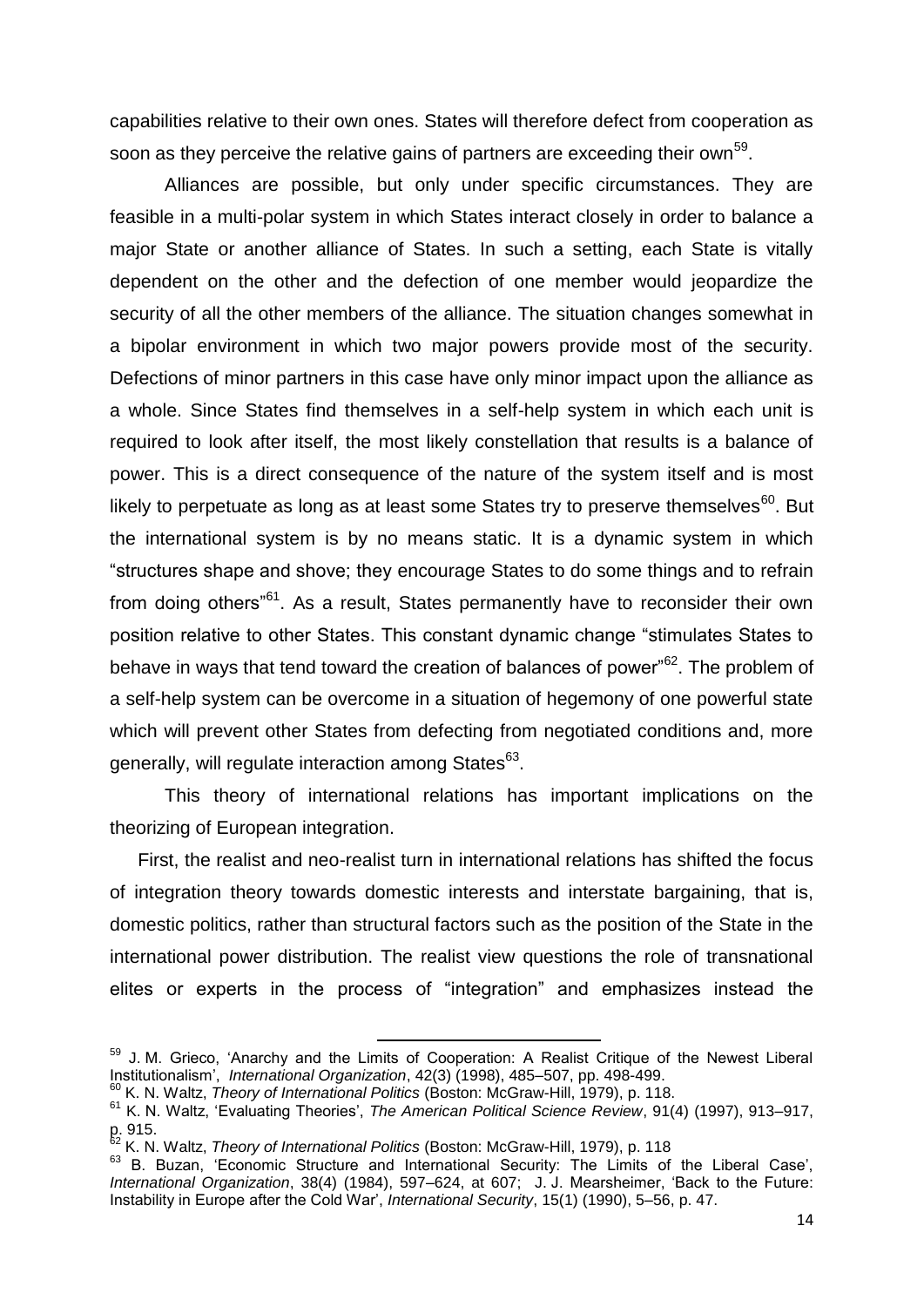capabilities relative to their own ones. States will therefore defect from cooperation as soon as they perceive the relative gains of partners are exceeding their own[59].

Alliances are possible, but only under specific circumstances. They are feasible in a multi-polar system in which States interact closely in order to balance a major State or another alliance of States. In such a setting, each State is vitally dependent on the other and the defection of one member would jeopardize the security of all the other members of the alliance. The situation changes somewhat in a bipolar environment in which two major powers provide most of the security. Defections of minor partners in this case have only minor impact upon the alliance as a whole. Since States find themselves in a self-help system in which each unit is required to look after itself, the most likely constellation that results is a balance of power. This is a direct consequence of the nature of the system itself and is most likely to perpetuate as long as at least some States try to preserve themselves[60]. But the international system is by no means static. It is a dynamic system in which "structures shape and shove; they encourage States to do some things and to refrain from doing others"[61]. As a result, States permanently have to reconsider their own position relative to other States. This constant dynamic change "stimulates States to behave in ways that tend toward the creation of balances of power"[62]. The problem of a self-help system can be overcome in a situation of hegemony of one powerful state which will prevent other States from defecting from negotiated conditions and, more generally, will regulate interaction among States[63].

This theory of international relations has important implications on the theorizing of European integration.

First, the realist and neo-realist turn in international relations has shifted the focus of integration theory towards domestic interests and interstate bargaining, that is, domestic politics, rather than structural factors such as the position of the State in the international power distribution. The realist view questions the role of transnational elites or experts in the process of "integration" and emphasizes instead the

---

[59] J. M. Grieco, 'Anarchy and the Limits of Cooperation: A Realist Critique of the Newest Liberal Institutionalism', *International Organization*, 42(3) (1998), 485–507, pp. 498-499.

[60] K. N. Waltz, *Theory of International Politics* (Boston: McGraw-Hill, 1979), p. 118.

[61] K. N. Waltz, 'Evaluating Theories', *The American Political Science Review*, 91(4) (1997), 913–917, p. 915.

[62] K. N. Waltz, *Theory of International Politics* (Boston: McGraw-Hill, 1979), p. 118

[63] B. Buzan, 'Economic Structure and International Security: The Limits of the Liberal Case', *International Organization*, 38(4) (1984), 597–624, at 607; J. J. Mearsheimer, 'Back to the Future: Instability in Europe after the Cold War', *International Security*, 15(1) (1990), 5–56, p. 47.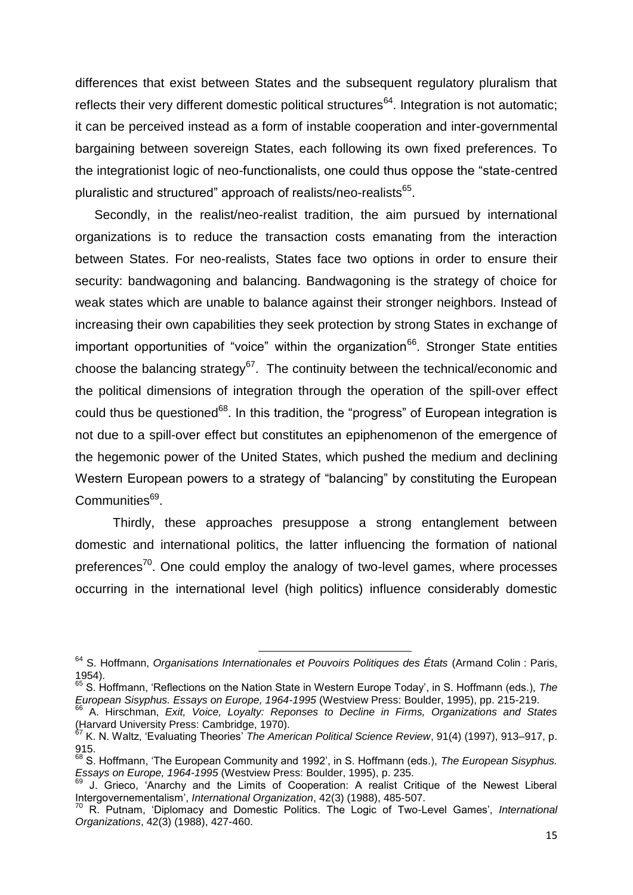differences that exist between States and the subsequent regulatory pluralism that reflects their very different domestic political structures[64]. Integration is not automatic; it can be perceived instead as a form of instable cooperation and inter-governmental bargaining between sovereign States, each following its own fixed preferences. To the integrationist logic of neo-functionalists, one could thus oppose the "state-centred pluralistic and structured" approach of realists/neo-realists[65].

Secondly, in the realist/neo-realist tradition, the aim pursued by international organizations is to reduce the transaction costs emanating from the interaction between States. For neo-realists, States face two options in order to ensure their security: bandwagoning and balancing. Bandwagoning is the strategy of choice for weak states which are unable to balance against their stronger neighbors. Instead of increasing their own capabilities they seek protection by strong States in exchange of important opportunities of "voice" within the organization[66]. Stronger State entities choose the balancing strategy[67]. The continuity between the technical/economic and the political dimensions of integration through the operation of the spill-over effect could thus be questioned[68]. In this tradition, the "progress" of European integration is not due to a spill-over effect but constitutes an epiphenomenon of the emergence of the hegemonic power of the United States, which pushed the medium and declining Western European powers to a strategy of "balancing" by constituting the European Communities[69].

Thirdly, these approaches presuppose a strong entanglement between domestic and international politics, the latter influencing the formation of national preferences[70]. One could employ the analogy of two-level games, where processes occurring in the international level (high politics) influence considerably domestic

---

[64] S. Hoffmann, *Organisations Internationales et Pouvoirs Politiques des États* (Armand Colin : Paris, 1954).

[65] S. Hoffmann, 'Reflections on the Nation State in Western Europe Today', in S. Hoffmann (eds.), *The European Sisyphus. Essays on Europe, 1964-1995* (Westview Press: Boulder, 1995), pp. 215-219.

[66] A. Hirschman, *Exit, Voice, Loyalty: Reponses to Decline in Firms, Organizations and States* (Harvard University Press: Cambridge, 1970).

[67] K. N. Waltz, 'Evaluating Theories' *The American Political Science Review*, 91(4) (1997), 913–917, p. 915.

[68] S. Hoffmann, 'The European Community and 1992', in S. Hoffmann (eds.), *The European Sisyphus. Essays on Europe, 1964-1995* (Westview Press: Boulder, 1995), p. 235.

[69] J. Grieco, 'Anarchy and the Limits of Cooperation: A realist Critique of the Newest Liberal Intergovernementalism', *International Organization*, 42(3) (1988), 485-507.

[70] R. Putnam, 'Diplomacy and Domestic Politics. The Logic of Two-Level Games', *International Organizations*, 42(3) (1988), 427-460.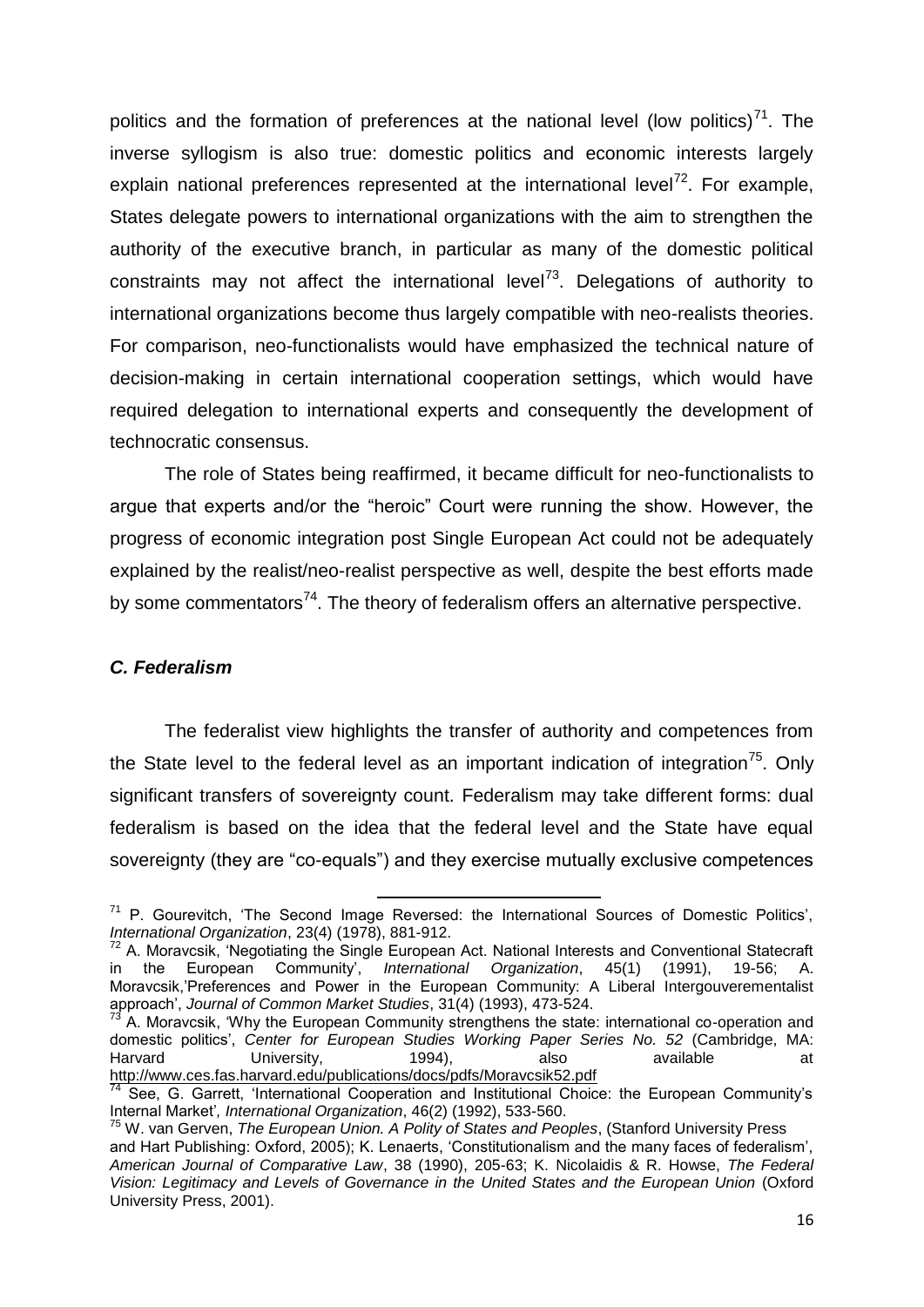politics and the formation of preferences at the national level (low politics)[71]. The inverse syllogism is also true: domestic politics and economic interests largely explain national preferences represented at the international level[72]. For example, States delegate powers to international organizations with the aim to strengthen the authority of the executive branch, in particular as many of the domestic political constraints may not affect the international level[73]. Delegations of authority to international organizations become thus largely compatible with neo-realists theories. For comparison, neo-functionalists would have emphasized the technical nature of decision-making in certain international cooperation settings, which would have required delegation to international experts and consequently the development of technocratic consensus.

The role of States being reaffirmed, it became difficult for neo-functionalists to argue that experts and/or the "heroic" Court were running the show. However, the progress of economic integration post Single European Act could not be adequately explained by the realist/neo-realist perspective as well, despite the best efforts made by some commentators[74]. The theory of federalism offers an alternative perspective.

### *C. Federalism*

The federalist view highlights the transfer of authority and competences from the State level to the federal level as an important indication of integration[75]. Only significant transfers of sovereignty count. Federalism may take different forms: dual federalism is based on the idea that the federal level and the State have equal sovereignty (they are "co-equals") and they exercise mutually exclusive competences

---

[71] P. Gourevitch, 'The Second Image Reversed: the International Sources of Domestic Politics', *International Organization*, 23(4) (1978), 881-912.

[72] A. Moravcsik, 'Negotiating the Single European Act. National Interests and Conventional Statecraft in the European Community', *International Organization*, 45(1) (1991), 19-56; A. Moravcsik,'Preferences and Power in the European Community: A Liberal Intergouverementalist approach', *Journal of Common Market Studies*, 31(4) (1993), 473-524.

[73] A. Moravcsik, 'Why the European Community strengthens the state: international co-operation and domestic politics', *Center for European Studies Working Paper Series No. 52* (Cambridge, MA: Harvard University, 1994), also available at http://www.ces.fas.harvard.edu/publications/docs/pdfs/Moravcsik52.pdf

[74] See, G. Garrett, 'International Cooperation and Institutional Choice: the European Community's Internal Market', *International Organization*, 46(2) (1992), 533-560.

[75] W. van Gerven, *The European Union. A Polity of States and Peoples*, (Stanford University Press and Hart Publishing: Oxford, 2005); K. Lenaerts, 'Constitutionalism and the many faces of federalism', *American Journal of Comparative Law*, 38 (1990), 205-63; K. Nicolaidis & R. Howse, *The Federal Vision: Legitimacy and Levels of Governance in the United States and the European Union* (Oxford University Press, 2001).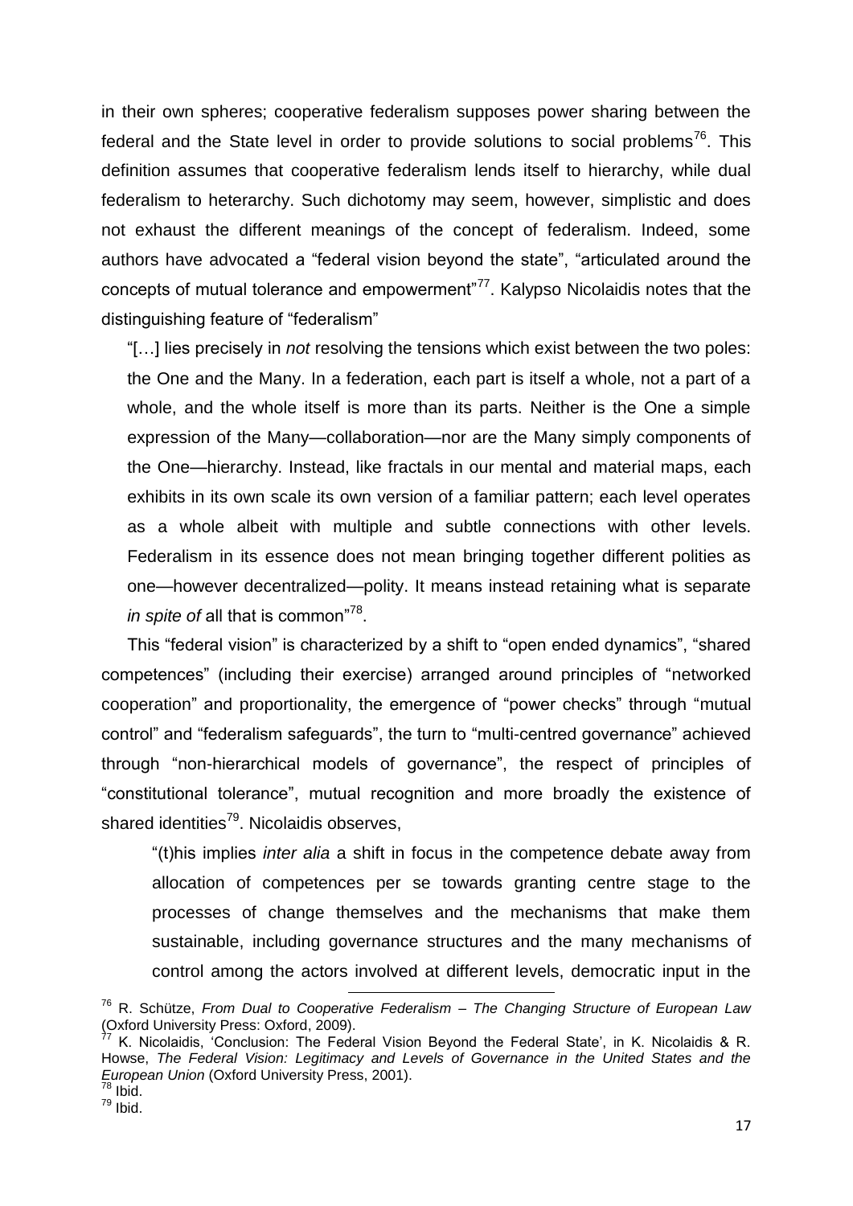in their own spheres; cooperative federalism supposes power sharing between the federal and the State level in order to provide solutions to social problems[76]. This definition assumes that cooperative federalism lends itself to hierarchy, while dual federalism to heterarchy. Such dichotomy may seem, however, simplistic and does not exhaust the different meanings of the concept of federalism. Indeed, some authors have advocated a "federal vision beyond the state", "articulated around the concepts of mutual tolerance and empowerment"[77]. Kalypso Nicolaidis notes that the distinguishing feature of "federalism"

> "[…] lies precisely in *not* resolving the tensions which exist between the two poles: the One and the Many. In a federation, each part is itself a whole, not a part of a whole, and the whole itself is more than its parts. Neither is the One a simple expression of the Many—collaboration—nor are the Many simply components of the One—hierarchy. Instead, like fractals in our mental and material maps, each exhibits in its own scale its own version of a familiar pattern; each level operates as a whole albeit with multiple and subtle connections with other levels. Federalism in its essence does not mean bringing together different polities as one—however decentralized—polity. It means instead retaining what is separate *in spite of* all that is common"[78].

This "federal vision" is characterized by a shift to "open ended dynamics", "shared competences" (including their exercise) arranged around principles of "networked cooperation" and proportionality, the emergence of "power checks" through "mutual control" and "federalism safeguards", the turn to "multi-centred governance" achieved through "non-hierarchical models of governance", the respect of principles of "constitutional tolerance", mutual recognition and more broadly the existence of shared identities[79]. Nicolaidis observes,

> "(t)his implies *inter alia* a shift in focus in the competence debate away from allocation of competences per se towards granting centre stage to the processes of change themselves and the mechanisms that make them sustainable, including governance structures and the many mechanisms of control among the actors involved at different levels, democratic input in the

---

[76] R. Schütze, *From Dual to Cooperative Federalism – The Changing Structure of European Law* (Oxford University Press: Oxford, 2009).

[77] K. Nicolaidis, 'Conclusion: The Federal Vision Beyond the Federal State', in K. Nicolaidis & R. Howse, *The Federal Vision: Legitimacy and Levels of Governance in the United States and the European Union* (Oxford University Press, 2001).

[78] Ibid.

[79] Ibid.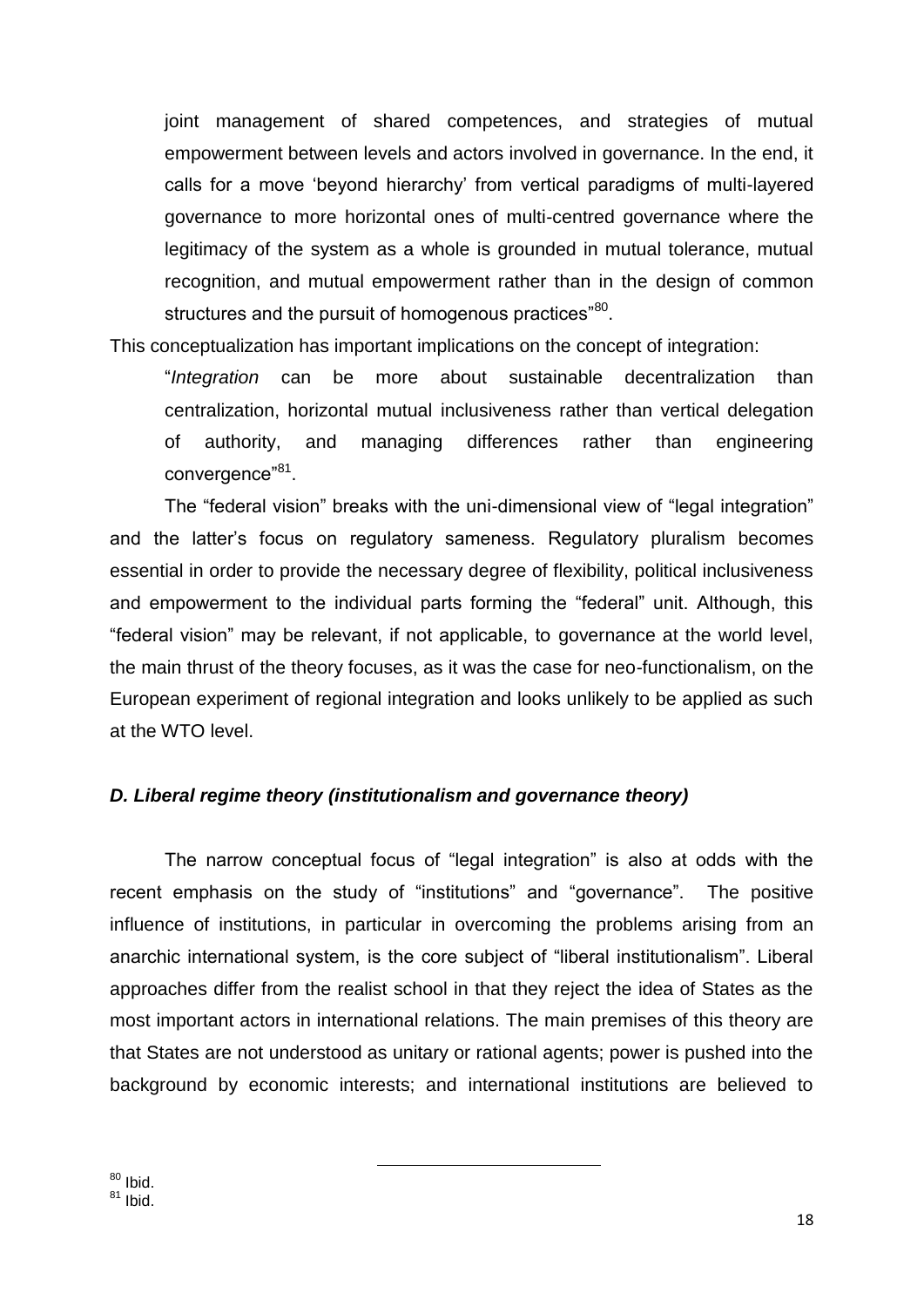> joint management of shared competences, and strategies of mutual empowerment between levels and actors involved in governance. In the end, it calls for a move 'beyond hierarchy' from vertical paradigms of multi-layered governance to more horizontal ones of multi-centred governance where the legitimacy of the system as a whole is grounded in mutual tolerance, mutual recognition, and mutual empowerment rather than in the design of common structures and the pursuit of homogenous practices"[80].

This conceptualization has important implications on the concept of integration:

> "*Integration* can be more about sustainable decentralization than centralization, horizontal mutual inclusiveness rather than vertical delegation of authority, and managing differences rather than engineering convergence"[81].

The "federal vision" breaks with the uni-dimensional view of "legal integration" and the latter's focus on regulatory sameness. Regulatory pluralism becomes essential in order to provide the necessary degree of flexibility, political inclusiveness and empowerment to the individual parts forming the "federal" unit. Although, this "federal vision" may be relevant, if not applicable, to governance at the world level, the main thrust of the theory focuses, as it was the case for neo-functionalism, on the European experiment of regional integration and looks unlikely to be applied as such at the WTO level.

### *D. Liberal regime theory (institutionalism and governance theory)*

The narrow conceptual focus of "legal integration" is also at odds with the recent emphasis on the study of "institutions" and "governance". The positive influence of institutions, in particular in overcoming the problems arising from an anarchic international system, is the core subject of "liberal institutionalism". Liberal approaches differ from the realist school in that they reject the idea of States as the most important actors in international relations. The main premises of this theory are that States are not understood as unitary or rational agents; power is pushed into the background by economic interests; and international institutions are believed to

---

[80] Ibid.

[81] Ibid.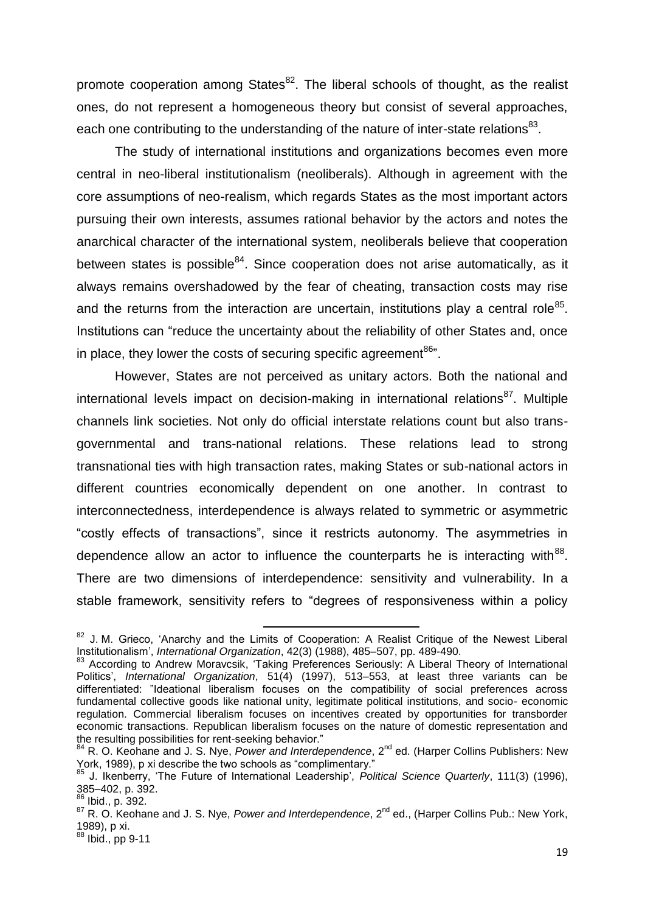promote cooperation among States[82]. The liberal schools of thought, as the realist ones, do not represent a homogeneous theory but consist of several approaches, each one contributing to the understanding of the nature of inter-state relations[83].

The study of international institutions and organizations becomes even more central in neo-liberal institutionalism (neoliberals). Although in agreement with the core assumptions of neo-realism, which regards States as the most important actors pursuing their own interests, assumes rational behavior by the actors and notes the anarchical character of the international system, neoliberals believe that cooperation between states is possible[84]. Since cooperation does not arise automatically, as it always remains overshadowed by the fear of cheating, transaction costs may rise and the returns from the interaction are uncertain, institutions play a central role[85]. Institutions can "reduce the uncertainty about the reliability of other States and, once in place, they lower the costs of securing specific agreement[86]".

However, States are not perceived as unitary actors. Both the national and international levels impact on decision-making in international relations[87]. Multiple channels link societies. Not only do official interstate relations count but also trans-governmental and trans-national relations. These relations lead to strong transnational ties with high transaction rates, making States or sub-national actors in different countries economically dependent on one another. In contrast to interconnectedness, interdependence is always related to symmetric or asymmetric "costly effects of transactions", since it restricts autonomy. The asymmetries in dependence allow an actor to influence the counterparts he is interacting with[88]. There are two dimensions of interdependence: sensitivity and vulnerability. In a stable framework, sensitivity refers to "degrees of responsiveness within a policy

---

[82] J. M. Grieco, 'Anarchy and the Limits of Cooperation: A Realist Critique of the Newest Liberal Institutionalism', *International Organization*, 42(3) (1988), 485–507, pp. 489-490.

[83] According to Andrew Moravcsik, 'Taking Preferences Seriously: A Liberal Theory of International Politics', *International Organization*, 51(4) (1997), 513–553, at least three variants can be differentiated: "Ideational liberalism focuses on the compatibility of social preferences across fundamental collective goods like national unity, legitimate political institutions, and socio- economic regulation. Commercial liberalism focuses on incentives created by opportunities for transborder economic transactions. Republican liberalism focuses on the nature of domestic representation and the resulting possibilities for rent-seeking behavior."

[84] R. O. Keohane and J. S. Nye, *Power and Interdependence*, 2nd ed. (Harper Collins Publishers: New York, 1989), p xi describe the two schools as "complimentary."

[85] J. Ikenberry, 'The Future of International Leadership', *Political Science Quarterly*, 111(3) (1996), 385–402, p. 392.

[86] Ibid., p. 392.

[87] R. O. Keohane and J. S. Nye, *Power and Interdependence*, 2nd ed., (Harper Collins Pub.: New York, 1989), p xi.

[88] Ibid., pp 9-11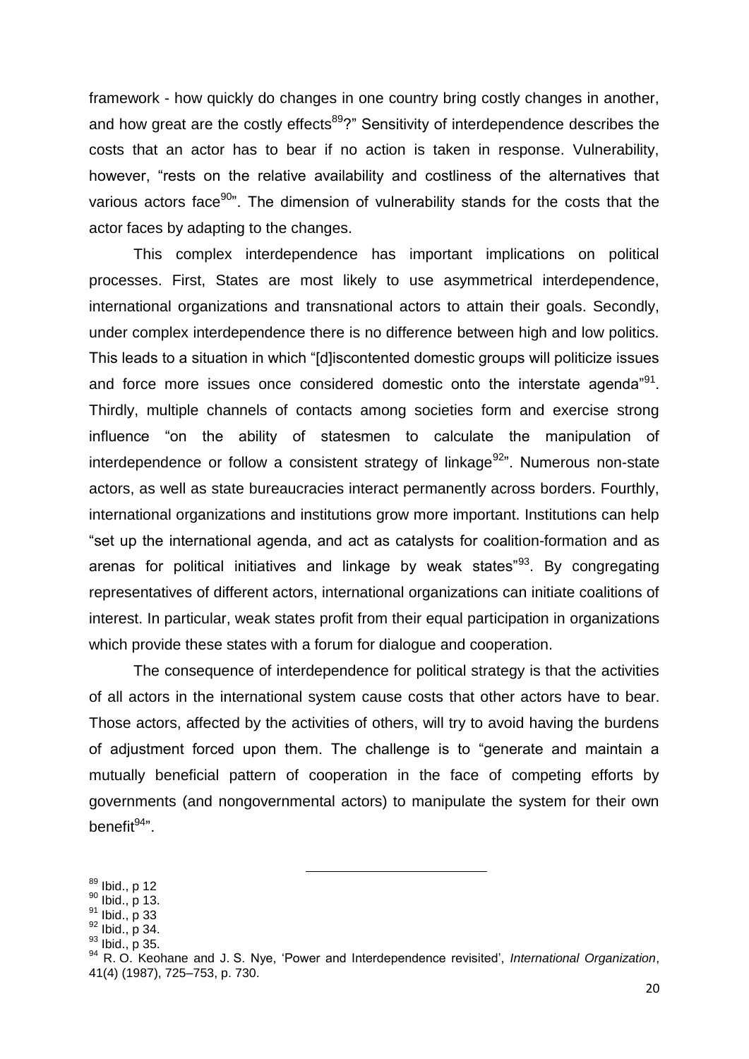framework - how quickly do changes in one country bring costly changes in another, and how great are the costly effects[89]?" Sensitivity of interdependence describes the costs that an actor has to bear if no action is taken in response. Vulnerability, however, "rests on the relative availability and costliness of the alternatives that various actors face[90]". The dimension of vulnerability stands for the costs that the actor faces by adapting to the changes.

This complex interdependence has important implications on political processes. First, States are most likely to use asymmetrical interdependence, international organizations and transnational actors to attain their goals. Secondly, under complex interdependence there is no difference between high and low politics. This leads to a situation in which "[d]iscontented domestic groups will politicize issues and force more issues once considered domestic onto the interstate agenda"[91]. Thirdly, multiple channels of contacts among societies form and exercise strong influence "on the ability of statesmen to calculate the manipulation of interdependence or follow a consistent strategy of linkage[92]". Numerous non-state actors, as well as state bureaucracies interact permanently across borders. Fourthly, international organizations and institutions grow more important. Institutions can help "set up the international agenda, and act as catalysts for coalition-formation and as arenas for political initiatives and linkage by weak states"[93]. By congregating representatives of different actors, international organizations can initiate coalitions of interest. In particular, weak states profit from their equal participation in organizations which provide these states with a forum for dialogue and cooperation.

The consequence of interdependence for political strategy is that the activities of all actors in the international system cause costs that other actors have to bear. Those actors, affected by the activities of others, will try to avoid having the burdens of adjustment forced upon them. The challenge is to "generate and maintain a mutually beneficial pattern of cooperation in the face of competing efforts by governments (and nongovernmental actors) to manipulate the system for their own benefit[94]".

---

[89] Ibid., p 12

[90] Ibid., p 13.

[91] Ibid., p 33

[92] Ibid., p 34.

[93] Ibid., p 35.

[94] R. O. Keohane and J. S. Nye, 'Power and Interdependence revisited', *International Organization*, 41(4) (1987), 725–753, p. 730.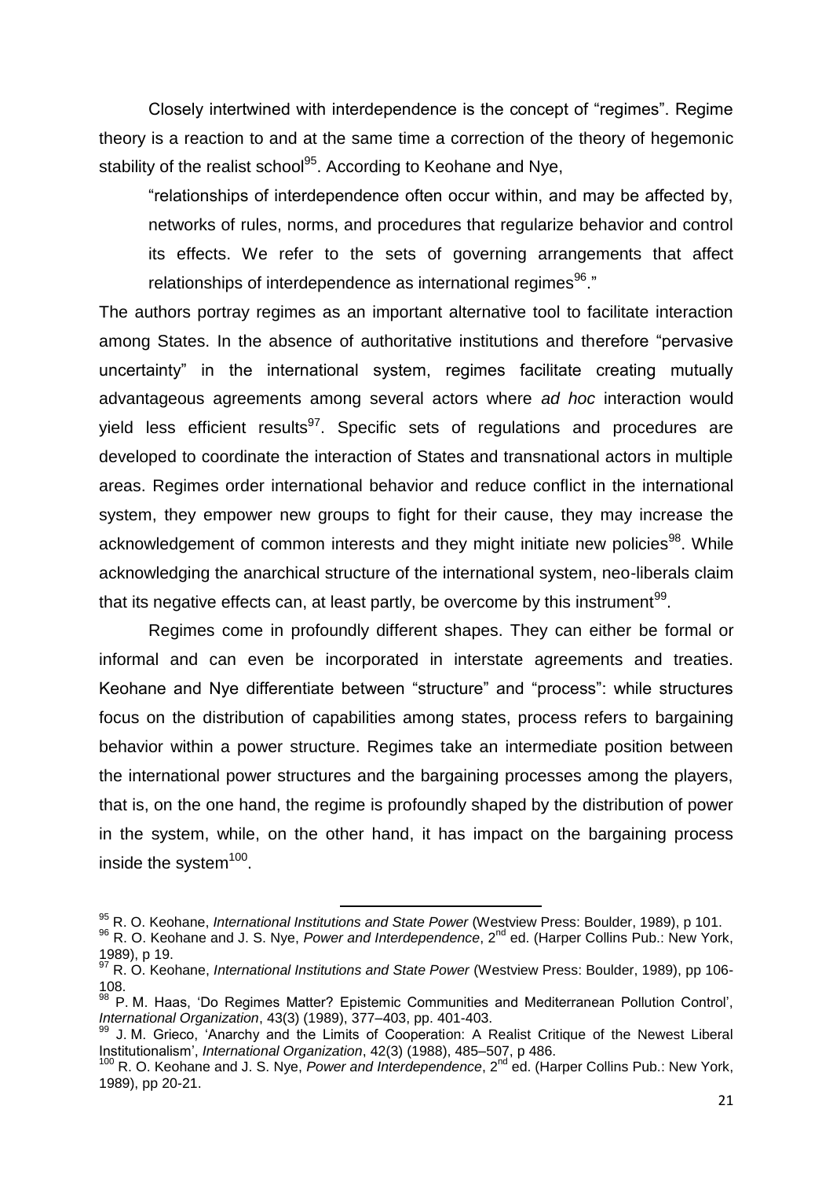Closely intertwined with interdependence is the concept of "regimes". Regime theory is a reaction to and at the same time a correction of the theory of hegemonic stability of the realist school[95]. According to Keohane and Nye,

> "relationships of interdependence often occur within, and may be affected by, networks of rules, norms, and procedures that regularize behavior and control its effects. We refer to the sets of governing arrangements that affect relationships of interdependence as international regimes[96]."

The authors portray regimes as an important alternative tool to facilitate interaction among States. In the absence of authoritative institutions and therefore "pervasive uncertainty" in the international system, regimes facilitate creating mutually advantageous agreements among several actors where *ad hoc* interaction would yield less efficient results[97]. Specific sets of regulations and procedures are developed to coordinate the interaction of States and transnational actors in multiple areas. Regimes order international behavior and reduce conflict in the international system, they empower new groups to fight for their cause, they may increase the acknowledgement of common interests and they might initiate new policies[98]. While acknowledging the anarchical structure of the international system, neo-liberals claim that its negative effects can, at least partly, be overcome by this instrument[99].

Regimes come in profoundly different shapes. They can either be formal or informal and can even be incorporated in interstate agreements and treaties. Keohane and Nye differentiate between "structure" and "process": while structures focus on the distribution of capabilities among states, process refers to bargaining behavior within a power structure. Regimes take an intermediate position between the international power structures and the bargaining processes among the players, that is, on the one hand, the regime is profoundly shaped by the distribution of power in the system, while, on the other hand, it has impact on the bargaining process inside the system[100].

---

[95] R. O. Keohane, *International Institutions and State Power* (Westview Press: Boulder, 1989), p 101.

[96] R. O. Keohane and J. S. Nye, *Power and Interdependence*, 2nd ed. (Harper Collins Pub.: New York, 1989), p 19.

[97] R. O. Keohane, *International Institutions and State Power* (Westview Press: Boulder, 1989), pp 106-108.

[98] P. M. Haas, 'Do Regimes Matter? Epistemic Communities and Mediterranean Pollution Control', *International Organization*, 43(3) (1989), 377–403, pp. 401-403.

[99] J. M. Grieco, 'Anarchy and the Limits of Cooperation: A Realist Critique of the Newest Liberal Institutionalism', *International Organization*, 42(3) (1988), 485–507, p 486.

[100] R. O. Keohane and J. S. Nye, *Power and Interdependence*, 2nd ed. (Harper Collins Pub.: New York, 1989), pp 20-21.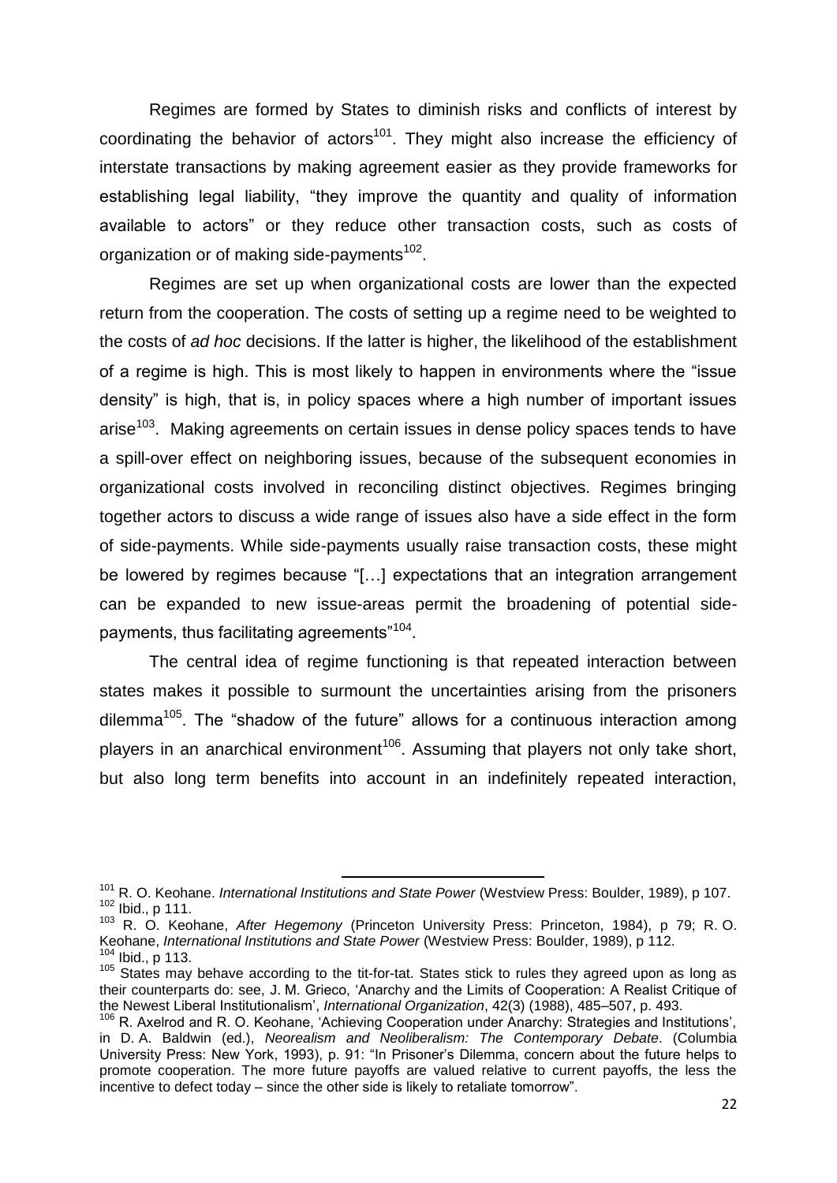Regimes are formed by States to diminish risks and conflicts of interest by coordinating the behavior of actors[101]. They might also increase the efficiency of interstate transactions by making agreement easier as they provide frameworks for establishing legal liability, "they improve the quantity and quality of information available to actors" or they reduce other transaction costs, such as costs of organization or of making side-payments[102].

Regimes are set up when organizational costs are lower than the expected return from the cooperation. The costs of setting up a regime need to be weighted to the costs of *ad hoc* decisions. If the latter is higher, the likelihood of the establishment of a regime is high. This is most likely to happen in environments where the "issue density" is high, that is, in policy spaces where a high number of important issues arise[103]. Making agreements on certain issues in dense policy spaces tends to have a spill-over effect on neighboring issues, because of the subsequent economies in organizational costs involved in reconciling distinct objectives. Regimes bringing together actors to discuss a wide range of issues also have a side effect in the form of side-payments. While side-payments usually raise transaction costs, these might be lowered by regimes because "[…] expectations that an integration arrangement can be expanded to new issue-areas permit the broadening of potential side-payments, thus facilitating agreements"[104].

The central idea of regime functioning is that repeated interaction between states makes it possible to surmount the uncertainties arising from the prisoners dilemma[105]. The "shadow of the future" allows for a continuous interaction among players in an anarchical environment[106]. Assuming that players not only take short, but also long term benefits into account in an indefinitely repeated interaction,

---

[101] R. O. Keohane. *International Institutions and State Power* (Westview Press: Boulder, 1989), p 107.

[102] Ibid., p 111.

[103] R. O. Keohane, *After Hegemony* (Princeton University Press: Princeton, 1984), p 79; R. O. Keohane, *International Institutions and State Power* (Westview Press: Boulder, 1989), p 112.

[104] Ibid., p 113.

[105] States may behave according to the tit-for-tat. States stick to rules they agreed upon as long as their counterparts do: see, J. M. Grieco, 'Anarchy and the Limits of Cooperation: A Realist Critique of the Newest Liberal Institutionalism', *International Organization*, 42(3) (1988), 485–507, p. 493.

[106] R. Axelrod and R. O. Keohane, 'Achieving Cooperation under Anarchy: Strategies and Institutions', in D. A. Baldwin (ed.), *Neorealism and Neoliberalism: The Contemporary Debate*. (Columbia University Press: New York, 1993), p. 91: "In Prisoner's Dilemma, concern about the future helps to promote cooperation. The more future payoffs are valued relative to current payoffs, the less the incentive to defect today – since the other side is likely to retaliate tomorrow".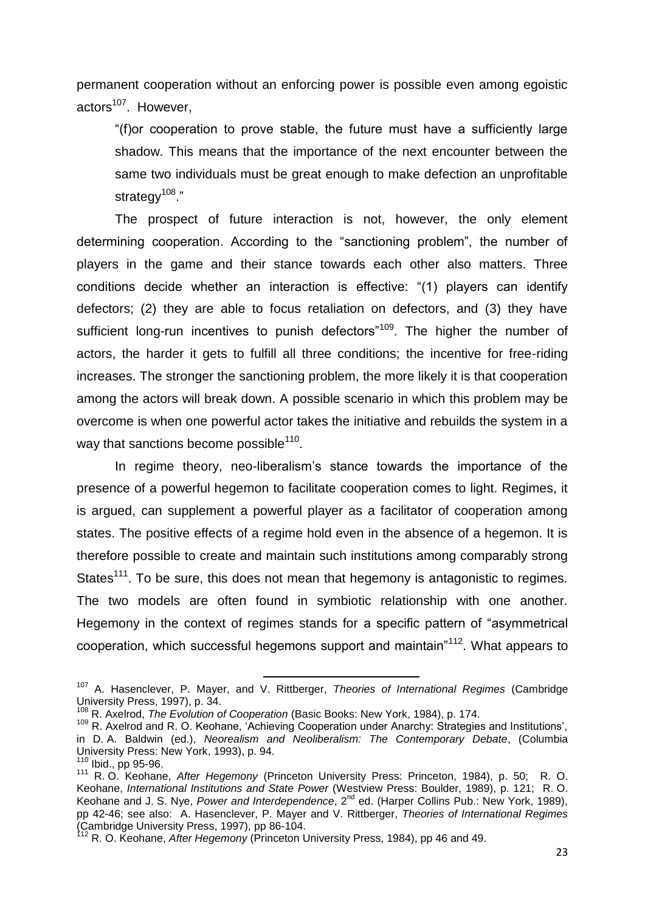permanent cooperation without an enforcing power is possible even among egoistic actors[107]. However,

> "(f)or cooperation to prove stable, the future must have a sufficiently large shadow. This means that the importance of the next encounter between the same two individuals must be great enough to make defection an unprofitable strategy[108]."

The prospect of future interaction is not, however, the only element determining cooperation. According to the "sanctioning problem", the number of players in the game and their stance towards each other also matters. Three conditions decide whether an interaction is effective: "(1) players can identify defectors; (2) they are able to focus retaliation on defectors, and (3) they have sufficient long-run incentives to punish defectors"[109]. The higher the number of actors, the harder it gets to fulfill all three conditions; the incentive for free-riding increases. The stronger the sanctioning problem, the more likely it is that cooperation among the actors will break down. A possible scenario in which this problem may be overcome is when one powerful actor takes the initiative and rebuilds the system in a way that sanctions become possible[110].

In regime theory, neo-liberalism's stance towards the importance of the presence of a powerful hegemon to facilitate cooperation comes to light. Regimes, it is argued, can supplement a powerful player as a facilitator of cooperation among states. The positive effects of a regime hold even in the absence of a hegemon. It is therefore possible to create and maintain such institutions among comparably strong States[111]. To be sure, this does not mean that hegemony is antagonistic to regimes. The two models are often found in symbiotic relationship with one another. Hegemony in the context of regimes stands for a specific pattern of "asymmetrical cooperation, which successful hegemons support and maintain"[112]. What appears to

---

[107] A. Hasenclever, P. Mayer, and V. Rittberger, *Theories of International Regimes* (Cambridge University Press, 1997), p. 34.

[108] R. Axelrod, *The Evolution of Cooperation* (Basic Books: New York, 1984), p. 174.

[109] R. Axelrod and R. O. Keohane, 'Achieving Cooperation under Anarchy: Strategies and Institutions', in D. A. Baldwin (ed.), *Neorealism and Neoliberalism: The Contemporary Debate*, (Columbia University Press: New York, 1993), p. 94.

[110] Ibid., pp 95-96.

[111] R. O. Keohane, *After Hegemony* (Princeton University Press: Princeton, 1984), p. 50; R. O. Keohane, *International Institutions and State Power* (Westview Press: Boulder, 1989), p. 121; R. O. Keohane and J. S. Nye, *Power and Interdependence*, 2nd ed. (Harper Collins Pub.: New York, 1989), pp 42-46; see also: A. Hasenclever, P. Mayer and V. Rittberger, *Theories of International Regimes* (Cambridge University Press, 1997), pp 86-104.

[112] R. O. Keohane, *After Hegemony* (Princeton University Press, 1984), pp 46 and 49.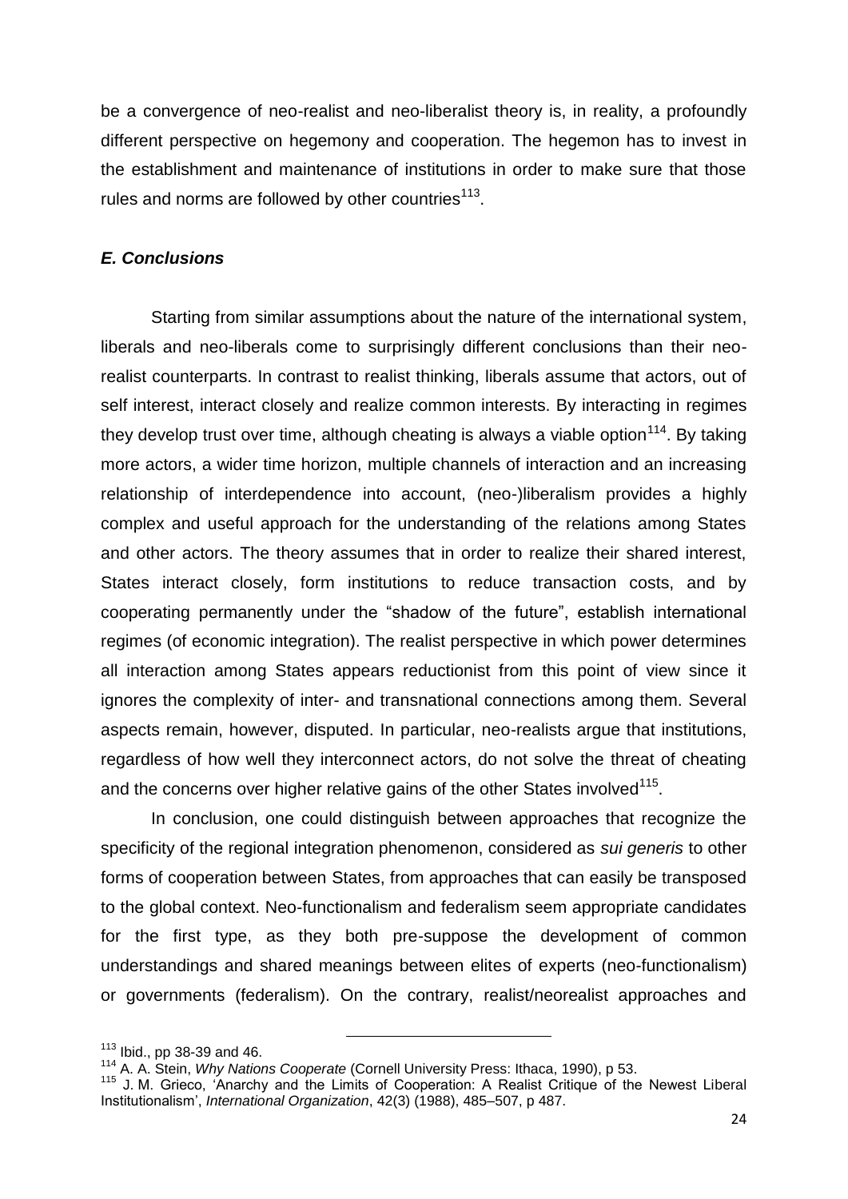be a convergence of neo-realist and neo-liberalist theory is, in reality, a profoundly different perspective on hegemony and cooperation. The hegemon has to invest in the establishment and maintenance of institutions in order to make sure that those rules and norms are followed by other countries[113].

### *E. Conclusions*

Starting from similar assumptions about the nature of the international system, liberals and neo-liberals come to surprisingly different conclusions than their neo-realist counterparts. In contrast to realist thinking, liberals assume that actors, out of self interest, interact closely and realize common interests. By interacting in regimes they develop trust over time, although cheating is always a viable option[114]. By taking more actors, a wider time horizon, multiple channels of interaction and an increasing relationship of interdependence into account, (neo-)liberalism provides a highly complex and useful approach for the understanding of the relations among States and other actors. The theory assumes that in order to realize their shared interest, States interact closely, form institutions to reduce transaction costs, and by cooperating permanently under the "shadow of the future", establish international regimes (of economic integration). The realist perspective in which power determines all interaction among States appears reductionist from this point of view since it ignores the complexity of inter- and transnational connections among them. Several aspects remain, however, disputed. In particular, neo-realists argue that institutions, regardless of how well they interconnect actors, do not solve the threat of cheating and the concerns over higher relative gains of the other States involved[115].

In conclusion, one could distinguish between approaches that recognize the specificity of the regional integration phenomenon, considered as *sui generis* to other forms of cooperation between States, from approaches that can easily be transposed to the global context. Neo-functionalism and federalism seem appropriate candidates for the first type, as they both pre-suppose the development of common understandings and shared meanings between elites of experts (neo-functionalism) or governments (federalism). On the contrary, realist/neorealist approaches and

---

[113] Ibid., pp 38-39 and 46.

[114] A. A. Stein, *Why Nations Cooperate* (Cornell University Press: Ithaca, 1990), p 53.

[115] J. M. Grieco, 'Anarchy and the Limits of Cooperation: A Realist Critique of the Newest Liberal Institutionalism', *International Organization*, 42(3) (1988), 485–507, p 487.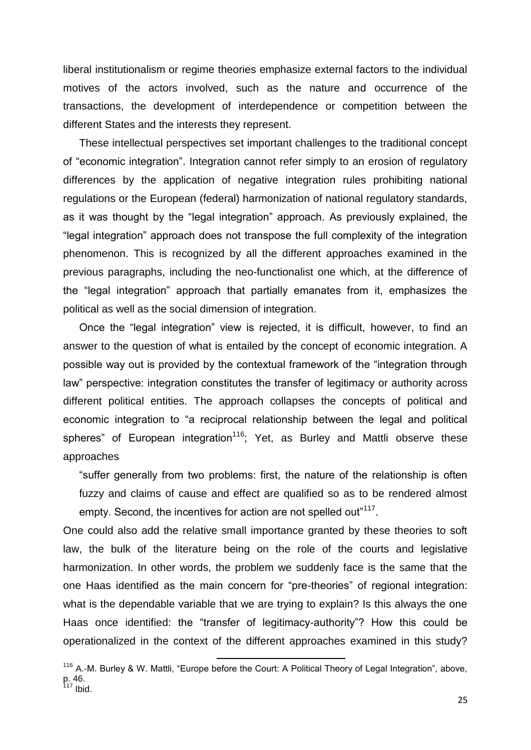liberal institutionalism or regime theories emphasize external factors to the individual motives of the actors involved, such as the nature and occurrence of the transactions, the development of interdependence or competition between the different States and the interests they represent.

These intellectual perspectives set important challenges to the traditional concept of "economic integration". Integration cannot refer simply to an erosion of regulatory differences by the application of negative integration rules prohibiting national regulations or the European (federal) harmonization of national regulatory standards, as it was thought by the "legal integration" approach. As previously explained, the "legal integration" approach does not transpose the full complexity of the integration phenomenon. This is recognized by all the different approaches examined in the previous paragraphs, including the neo-functionalist one which, at the difference of the "legal integration" approach that partially emanates from it, emphasizes the political as well as the social dimension of integration.

Once the "legal integration" view is rejected, it is difficult, however, to find an answer to the question of what is entailed by the concept of economic integration. A possible way out is provided by the contextual framework of the "integration through law" perspective: integration constitutes the transfer of legitimacy or authority across different political entities. The approach collapses the concepts of political and economic integration to "a reciprocal relationship between the legal and political spheres" of European integration[116]; Yet, as Burley and Mattli observe these approaches

> "suffer generally from two problems: first, the nature of the relationship is often fuzzy and claims of cause and effect are qualified so as to be rendered almost empty. Second, the incentives for action are not spelled out"[117].

One could also add the relative small importance granted by these theories to soft law, the bulk of the literature being on the role of the courts and legislative harmonization. In other words, the problem we suddenly face is the same that the one Haas identified as the main concern for "pre-theories" of regional integration: what is the dependable variable that we are trying to explain? Is this always the one Haas once identified: the "transfer of legitimacy-authority"? How this could be operationalized in the context of the different approaches examined in this study?

---

[116] A.-M. Burley & W. Mattli, "Europe before the Court: A Political Theory of Legal Integration", above, p. 46.

[117] Ibid.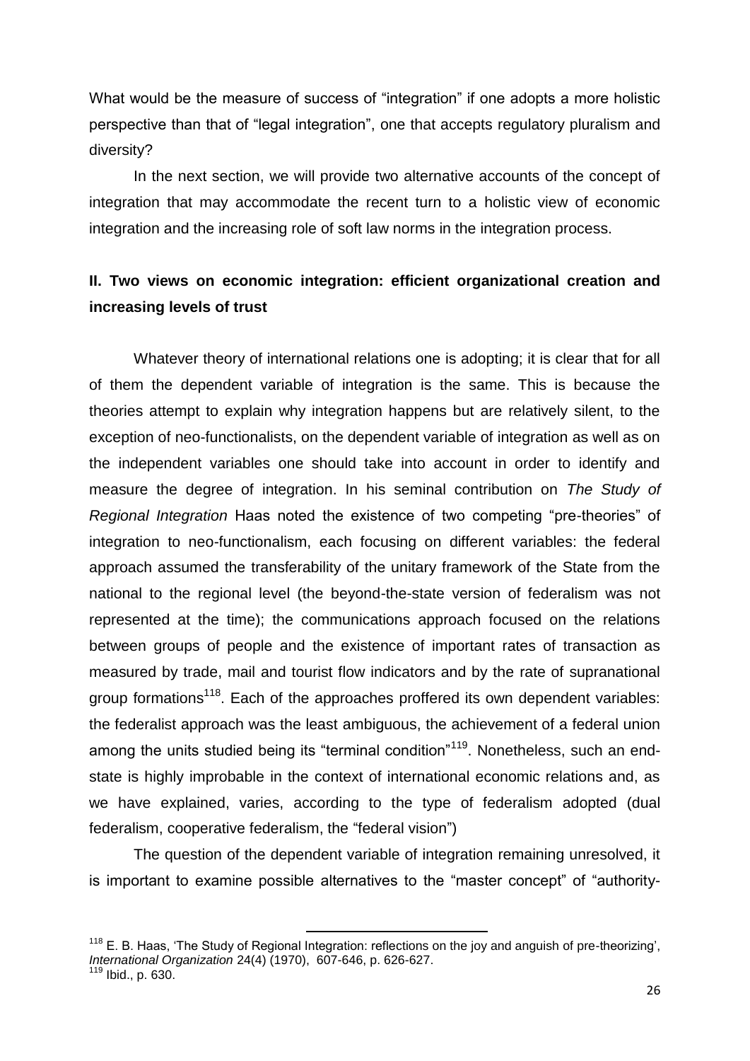What would be the measure of success of "integration" if one adopts a more holistic perspective than that of "legal integration", one that accepts regulatory pluralism and diversity?

In the next section, we will provide two alternative accounts of the concept of integration that may accommodate the recent turn to a holistic view of economic integration and the increasing role of soft law norms in the integration process.

## II. Two views on economic integration: efficient organizational creation and increasing levels of trust

Whatever theory of international relations one is adopting; it is clear that for all of them the dependent variable of integration is the same. This is because the theories attempt to explain why integration happens but are relatively silent, to the exception of neo-functionalists, on the dependent variable of integration as well as on the independent variables one should take into account in order to identify and measure the degree of integration. In his seminal contribution on *The Study of Regional Integration* Haas noted the existence of two competing "pre-theories" of integration to neo-functionalism, each focusing on different variables: the federal approach assumed the transferability of the unitary framework of the State from the national to the regional level (the beyond-the-state version of federalism was not represented at the time); the communications approach focused on the relations between groups of people and the existence of important rates of transaction as measured by trade, mail and tourist flow indicators and by the rate of supranational group formations[118]. Each of the approaches proffered its own dependent variables: the federalist approach was the least ambiguous, the achievement of a federal union among the units studied being its "terminal condition"[119]. Nonetheless, such an end-state is highly improbable in the context of international economic relations and, as we have explained, varies, according to the type of federalism adopted (dual federalism, cooperative federalism, the "federal vision")

The question of the dependent variable of integration remaining unresolved, it is important to examine possible alternatives to the "master concept" of "authority-

---

[118] E. B. Haas, 'The Study of Regional Integration: reflections on the joy and anguish of pre-theorizing', *International Organization* 24(4) (1970), 607-646, p. 626-627.

[119] Ibid., p. 630.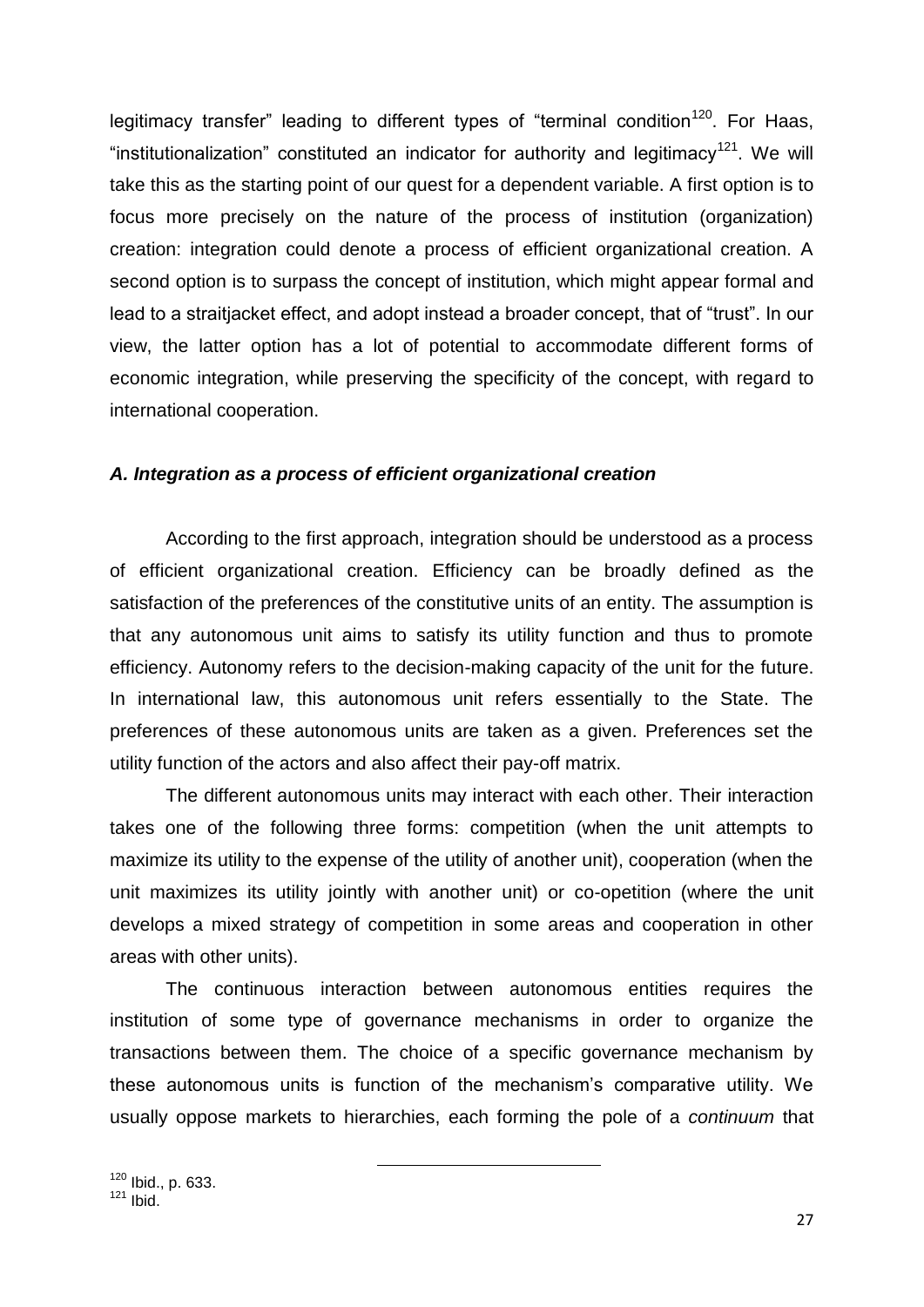legitimacy transfer" leading to different types of "terminal condition[120]. For Haas, "institutionalization" constituted an indicator for authority and legitimacy[121]. We will take this as the starting point of our quest for a dependent variable. A first option is to focus more precisely on the nature of the process of institution (organization) creation: integration could denote a process of efficient organizational creation. A second option is to surpass the concept of institution, which might appear formal and lead to a straitjacket effect, and adopt instead a broader concept, that of "trust". In our view, the latter option has a lot of potential to accommodate different forms of economic integration, while preserving the specificity of the concept, with regard to international cooperation.

### *A. Integration as a process of efficient organizational creation*

According to the first approach, integration should be understood as a process of efficient organizational creation. Efficiency can be broadly defined as the satisfaction of the preferences of the constitutive units of an entity. The assumption is that any autonomous unit aims to satisfy its utility function and thus to promote efficiency. Autonomy refers to the decision-making capacity of the unit for the future. In international law, this autonomous unit refers essentially to the State. The preferences of these autonomous units are taken as a given. Preferences set the utility function of the actors and also affect their pay-off matrix.

The different autonomous units may interact with each other. Their interaction takes one of the following three forms: competition (when the unit attempts to maximize its utility to the expense of the utility of another unit), cooperation (when the unit maximizes its utility jointly with another unit) or co-opetition (where the unit develops a mixed strategy of competition in some areas and cooperation in other areas with other units).

The continuous interaction between autonomous entities requires the institution of some type of governance mechanisms in order to organize the transactions between them. The choice of a specific governance mechanism by these autonomous units is function of the mechanism's comparative utility. We usually oppose markets to hierarchies, each forming the pole of a *continuum* that

[120] Ibid., p. 633.
[121] Ibid.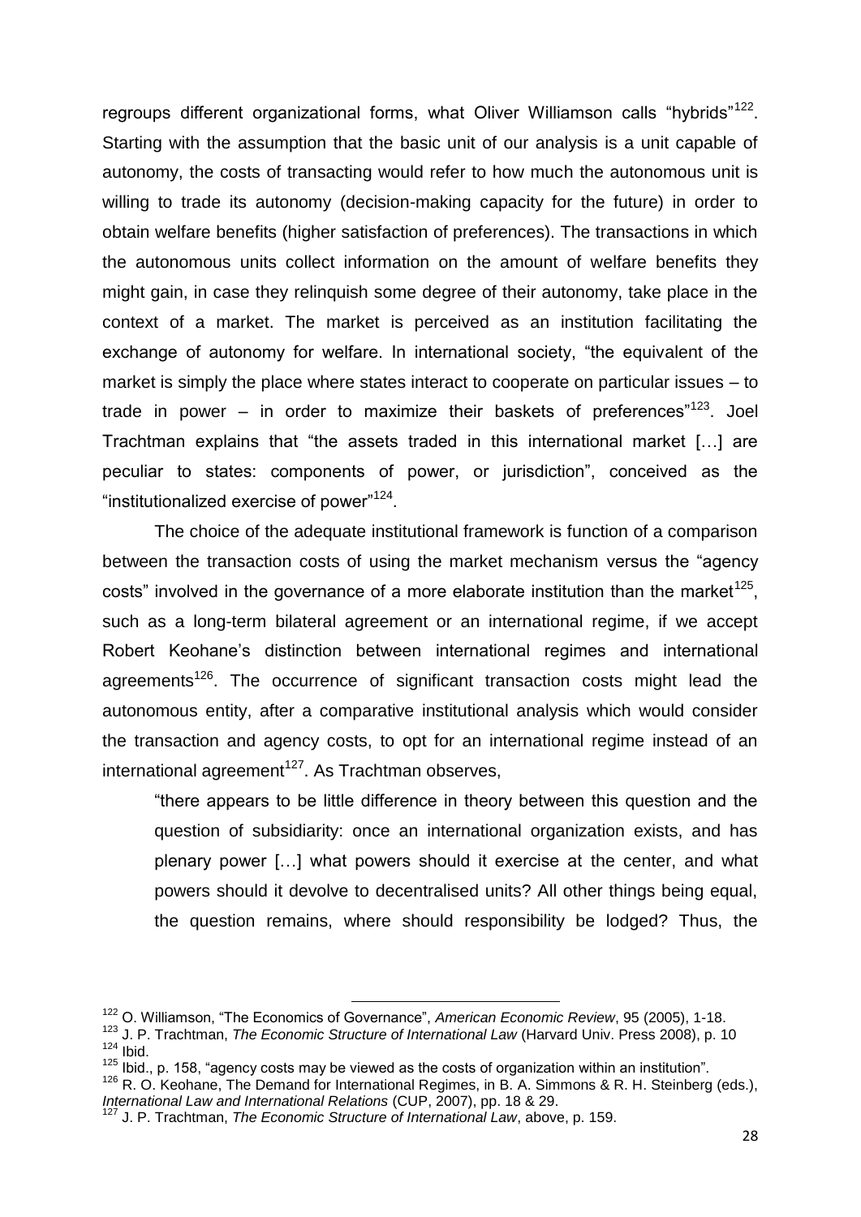regroups different organizational forms, what Oliver Williamson calls "hybrids"[122]. Starting with the assumption that the basic unit of our analysis is a unit capable of autonomy, the costs of transacting would refer to how much the autonomous unit is willing to trade its autonomy (decision-making capacity for the future) in order to obtain welfare benefits (higher satisfaction of preferences). The transactions in which the autonomous units collect information on the amount of welfare benefits they might gain, in case they relinquish some degree of their autonomy, take place in the context of a market. The market is perceived as an institution facilitating the exchange of autonomy for welfare. In international society, "the equivalent of the market is simply the place where states interact to cooperate on particular issues – to trade in power – in order to maximize their baskets of preferences"[123]. Joel Trachtman explains that "the assets traded in this international market […] are peculiar to states: components of power, or jurisdiction", conceived as the "institutionalized exercise of power"[124].

The choice of the adequate institutional framework is function of a comparison between the transaction costs of using the market mechanism versus the "agency costs" involved in the governance of a more elaborate institution than the market[125], such as a long-term bilateral agreement or an international regime, if we accept Robert Keohane's distinction between international regimes and international agreements[126]. The occurrence of significant transaction costs might lead the autonomous entity, after a comparative institutional analysis which would consider the transaction and agency costs, to opt for an international regime instead of an international agreement[127]. As Trachtman observes,

> "there appears to be little difference in theory between this question and the question of subsidiarity: once an international organization exists, and has plenary power […] what powers should it exercise at the center, and what powers should it devolve to decentralised units? All other things being equal, the question remains, where should responsibility be lodged? Thus, the

---

[122] O. Williamson, "The Economics of Governance", *American Economic Review*, 95 (2005), 1-18.

[123] J. P. Trachtman, *The Economic Structure of International Law* (Harvard Univ. Press 2008), p. 10

[124] Ibid.

[125] Ibid., p. 158, "agency costs may be viewed as the costs of organization within an institution".

[126] R. O. Keohane, The Demand for International Regimes, in B. A. Simmons & R. H. Steinberg (eds.), *International Law and International Relations* (CUP, 2007), pp. 18 & 29.

[127] J. P. Trachtman, *The Economic Structure of International Law*, above, p. 159.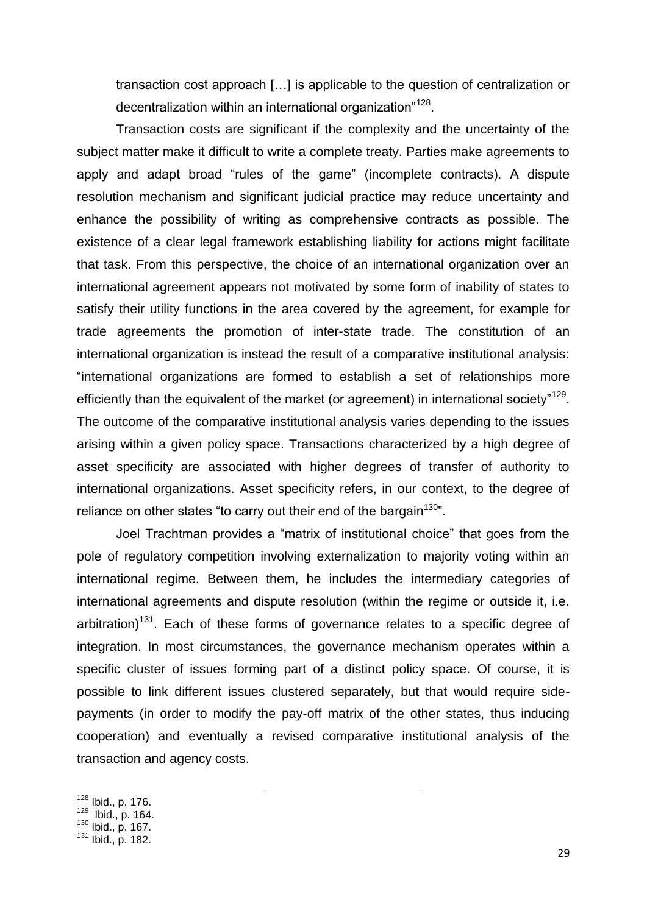transaction cost approach [...] is applicable to the question of centralization or decentralization within an international organization"[128].

Transaction costs are significant if the complexity and the uncertainty of the subject matter make it difficult to write a complete treaty. Parties make agreements to apply and adapt broad "rules of the game" (incomplete contracts). A dispute resolution mechanism and significant judicial practice may reduce uncertainty and enhance the possibility of writing as comprehensive contracts as possible. The existence of a clear legal framework establishing liability for actions might facilitate that task. From this perspective, the choice of an international organization over an international agreement appears not motivated by some form of inability of states to satisfy their utility functions in the area covered by the agreement, for example for trade agreements the promotion of inter-state trade. The constitution of an international organization is instead the result of a comparative institutional analysis: "international organizations are formed to establish a set of relationships more efficiently than the equivalent of the market (or agreement) in international society"[129]. The outcome of the comparative institutional analysis varies depending to the issues arising within a given policy space. Transactions characterized by a high degree of asset specificity are associated with higher degrees of transfer of authority to international organizations. Asset specificity refers, in our context, to the degree of reliance on other states "to carry out their end of the bargain[130]".

Joel Trachtman provides a "matrix of institutional choice" that goes from the pole of regulatory competition involving externalization to majority voting within an international regime. Between them, he includes the intermediary categories of international agreements and dispute resolution (within the regime or outside it, i.e. arbitration)[131]. Each of these forms of governance relates to a specific degree of integration. In most circumstances, the governance mechanism operates within a specific cluster of issues forming part of a distinct policy space. Of course, it is possible to link different issues clustered separately, but that would require side-payments (in order to modify the pay-off matrix of the other states, thus inducing cooperation) and eventually a revised comparative institutional analysis of the transaction and agency costs.

---

[128] Ibid., p. 176.

[129] Ibid., p. 164.

[130] Ibid., p. 167.

[131] Ibid., p. 182.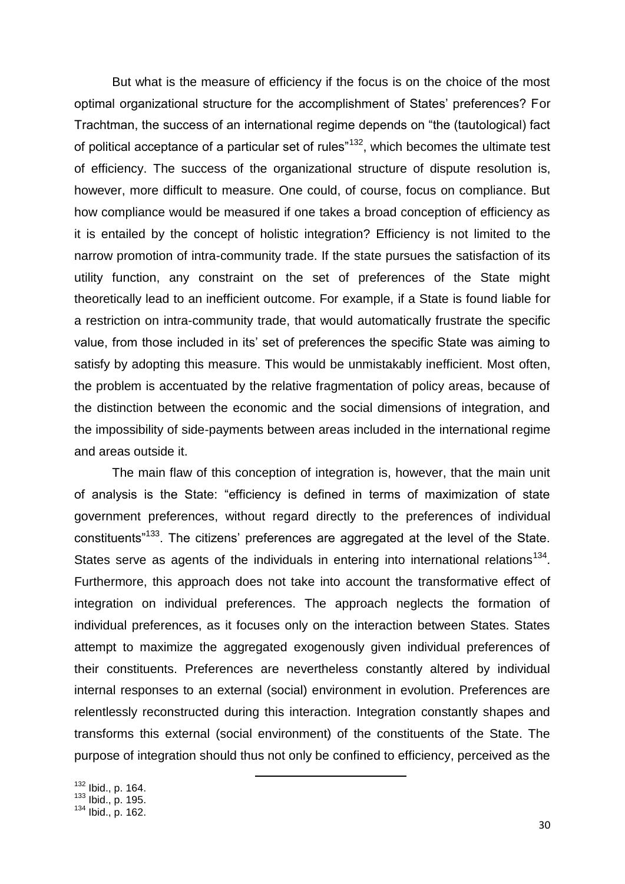But what is the measure of efficiency if the focus is on the choice of the most optimal organizational structure for the accomplishment of States' preferences? For Trachtman, the success of an international regime depends on "the (tautological) fact of political acceptance of a particular set of rules"[132], which becomes the ultimate test of efficiency. The success of the organizational structure of dispute resolution is, however, more difficult to measure. One could, of course, focus on compliance. But how compliance would be measured if one takes a broad conception of efficiency as it is entailed by the concept of holistic integration? Efficiency is not limited to the narrow promotion of intra-community trade. If the state pursues the satisfaction of its utility function, any constraint on the set of preferences of the State might theoretically lead to an inefficient outcome. For example, if a State is found liable for a restriction on intra-community trade, that would automatically frustrate the specific value, from those included in its' set of preferences the specific State was aiming to satisfy by adopting this measure. This would be unmistakably inefficient. Most often, the problem is accentuated by the relative fragmentation of policy areas, because of the distinction between the economic and the social dimensions of integration, and the impossibility of side-payments between areas included in the international regime and areas outside it.

The main flaw of this conception of integration is, however, that the main unit of analysis is the State: "efficiency is defined in terms of maximization of state government preferences, without regard directly to the preferences of individual constituents"[133]. The citizens' preferences are aggregated at the level of the State. States serve as agents of the individuals in entering into international relations[134]. Furthermore, this approach does not take into account the transformative effect of integration on individual preferences. The approach neglects the formation of individual preferences, as it focuses only on the interaction between States. States attempt to maximize the aggregated exogenously given individual preferences of their constituents. Preferences are nevertheless constantly altered by individual internal responses to an external (social) environment in evolution. Preferences are relentlessly reconstructed during this interaction. Integration constantly shapes and transforms this external (social environment) of the constituents of the State. The purpose of integration should thus not only be confined to efficiency, perceived as the

---

[132] Ibid., p. 164.
[133] Ibid., p. 195.
[134] Ibid., p. 162.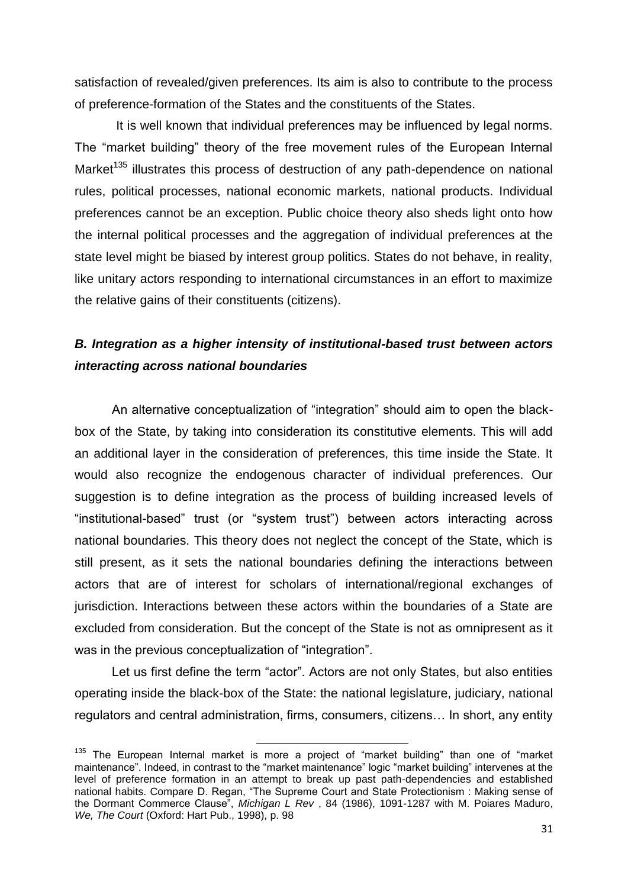satisfaction of revealed/given preferences. Its aim is also to contribute to the process of preference-formation of the States and the constituents of the States.

It is well known that individual preferences may be influenced by legal norms. The "market building" theory of the free movement rules of the European Internal Market[135] illustrates this process of destruction of any path-dependence on national rules, political processes, national economic markets, national products. Individual preferences cannot be an exception. Public choice theory also sheds light onto how the internal political processes and the aggregation of individual preferences at the state level might be biased by interest group politics. States do not behave, in reality, like unitary actors responding to international circumstances in an effort to maximize the relative gains of their constituents (citizens).

### *B. Integration as a higher intensity of institutional-based trust between actors interacting across national boundaries*

An alternative conceptualization of "integration" should aim to open the black-box of the State, by taking into consideration its constitutive elements. This will add an additional layer in the consideration of preferences, this time inside the State. It would also recognize the endogenous character of individual preferences. Our suggestion is to define integration as the process of building increased levels of "institutional-based" trust (or "system trust") between actors interacting across national boundaries. This theory does not neglect the concept of the State, which is still present, as it sets the national boundaries defining the interactions between actors that are of interest for scholars of international/regional exchanges of jurisdiction. Interactions between these actors within the boundaries of a State are excluded from consideration. But the concept of the State is not as omnipresent as it was in the previous conceptualization of "integration".

Let us first define the term "actor". Actors are not only States, but also entities operating inside the black-box of the State: the national legislature, judiciary, national regulators and central administration, firms, consumers, citizens… In short, any entity

[135] The European Internal market is more a project of "market building" than one of "market maintenance". Indeed, in contrast to the "market maintenance" logic "market building" intervenes at the level of preference formation in an attempt to break up past path-dependencies and established national habits. Compare D. Regan, "The Supreme Court and State Protectionism : Making sense of the Dormant Commerce Clause", *Michigan L Rev* , 84 (1986), 1091-1287 with M. Poiares Maduro, *We, The Court* (Oxford: Hart Pub., 1998), p. 98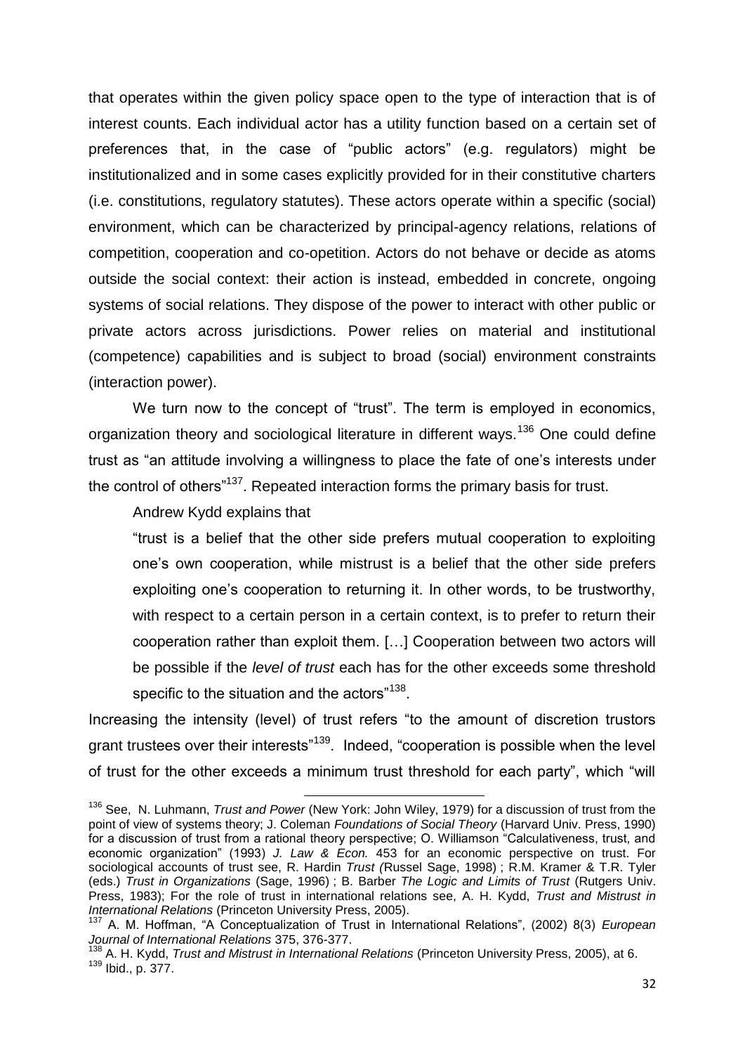that operates within the given policy space open to the type of interaction that is of interest counts. Each individual actor has a utility function based on a certain set of preferences that, in the case of "public actors" (e.g. regulators) might be institutionalized and in some cases explicitly provided for in their constitutive charters (i.e. constitutions, regulatory statutes). These actors operate within a specific (social) environment, which can be characterized by principal-agency relations, relations of competition, cooperation and co-opetition. Actors do not behave or decide as atoms outside the social context: their action is instead, embedded in concrete, ongoing systems of social relations. They dispose of the power to interact with other public or private actors across jurisdictions. Power relies on material and institutional (competence) capabilities and is subject to broad (social) environment constraints (interaction power).

We turn now to the concept of "trust". The term is employed in economics, organization theory and sociological literature in different ways.[136] One could define trust as "an attitude involving a willingness to place the fate of one's interests under the control of others"[137]. Repeated interaction forms the primary basis for trust.

Andrew Kydd explains that

> "trust is a belief that the other side prefers mutual cooperation to exploiting one's own cooperation, while mistrust is a belief that the other side prefers exploiting one's cooperation to returning it. In other words, to be trustworthy, with respect to a certain person in a certain context, is to prefer to return their cooperation rather than exploit them. […] Cooperation between two actors will be possible if the *level of trust* each has for the other exceeds some threshold specific to the situation and the actors"[138].

Increasing the intensity (level) of trust refers "to the amount of discretion trustors grant trustees over their interests"[139]. Indeed, "cooperation is possible when the level of trust for the other exceeds a minimum trust threshold for each party", which "will

---

[136] See, N. Luhmann, *Trust and Power* (New York: John Wiley, 1979) for a discussion of trust from the point of view of systems theory; J. Coleman *Foundations of Social Theory* (Harvard Univ. Press, 1990) for a discussion of trust from a rational theory perspective; O. Williamson "Calculativeness, trust, and economic organization" (1993) *J. Law & Econ.* 453 for an economic perspective on trust. For sociological accounts of trust see, R. Hardin *Trust (*Russel Sage, 1998) ; R.M. Kramer & T.R. Tyler (eds.) *Trust in Organizations* (Sage, 1996) ; B. Barber *The Logic and Limits of Trust* (Rutgers Univ. Press, 1983); For the role of trust in international relations see, A. H. Kydd, *Trust and Mistrust in International Relations* (Princeton University Press, 2005).

[137] A. M. Hoffman, "A Conceptualization of Trust in International Relations", (2002) 8(3) *European Journal of International Relations* 375, 376-377.

[138] A. H. Kydd, *Trust and Mistrust in International Relations* (Princeton University Press, 2005), at 6.

[139] Ibid., p. 377.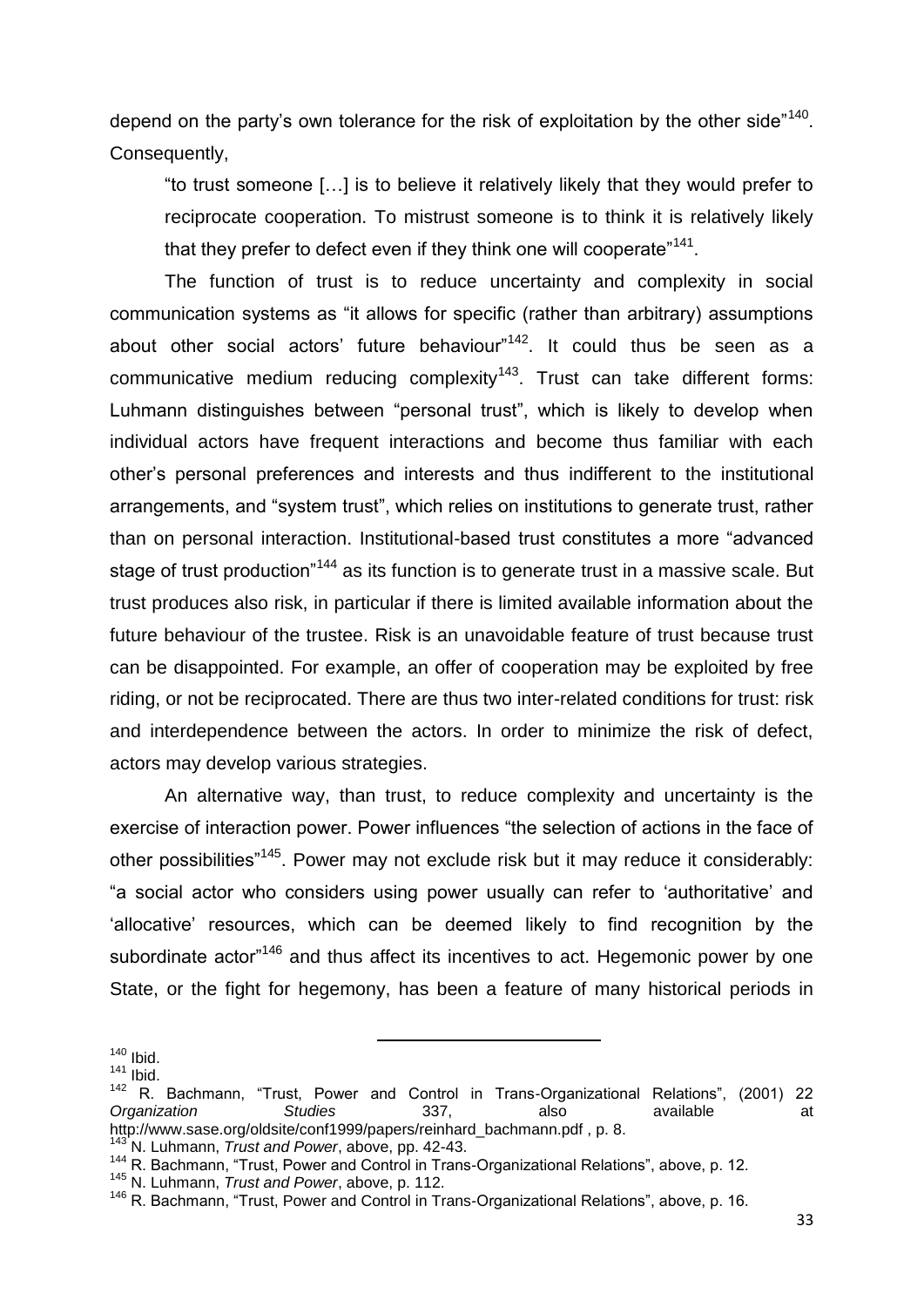depend on the party's own tolerance for the risk of exploitation by the other side"[140]. Consequently,

> "to trust someone […] is to believe it relatively likely that they would prefer to reciprocate cooperation. To mistrust someone is to think it is relatively likely that they prefer to defect even if they think one will cooperate"[141].

The function of trust is to reduce uncertainty and complexity in social communication systems as "it allows for specific (rather than arbitrary) assumptions about other social actors' future behaviour"[142]. It could thus be seen as a communicative medium reducing complexity[143]. Trust can take different forms: Luhmann distinguishes between "personal trust", which is likely to develop when individual actors have frequent interactions and become thus familiar with each other's personal preferences and interests and thus indifferent to the institutional arrangements, and "system trust", which relies on institutions to generate trust, rather than on personal interaction. Institutional-based trust constitutes a more "advanced stage of trust production"[144] as its function is to generate trust in a massive scale. But trust produces also risk, in particular if there is limited available information about the future behaviour of the trustee. Risk is an unavoidable feature of trust because trust can be disappointed. For example, an offer of cooperation may be exploited by free riding, or not be reciprocated. There are thus two inter-related conditions for trust: risk and interdependence between the actors. In order to minimize the risk of defect, actors may develop various strategies.

An alternative way, than trust, to reduce complexity and uncertainty is the exercise of interaction power. Power influences "the selection of actions in the face of other possibilities"[145]. Power may not exclude risk but it may reduce it considerably: "a social actor who considers using power usually can refer to 'authoritative' and 'allocative' resources, which can be deemed likely to find recognition by the subordinate actor"[146] and thus affect its incentives to act. Hegemonic power by one State, or the fight for hegemony, has been a feature of many historical periods in

---

[140] Ibid.

[141] Ibid.

[142] R. Bachmann, "Trust, Power and Control in Trans-Organizational Relations", (2001) 22 *Organization Studies* 337, also available at http://www.sase.org/oldsite/conf1999/papers/reinhard_bachmann.pdf , p. 8.

[143] N. Luhmann, *Trust and Power*, above, pp. 42-43.

[144] R. Bachmann, "Trust, Power and Control in Trans-Organizational Relations", above, p. 12.

[145] N. Luhmann, *Trust and Power*, above, p. 112.

[146] R. Bachmann, "Trust, Power and Control in Trans-Organizational Relations", above, p. 16.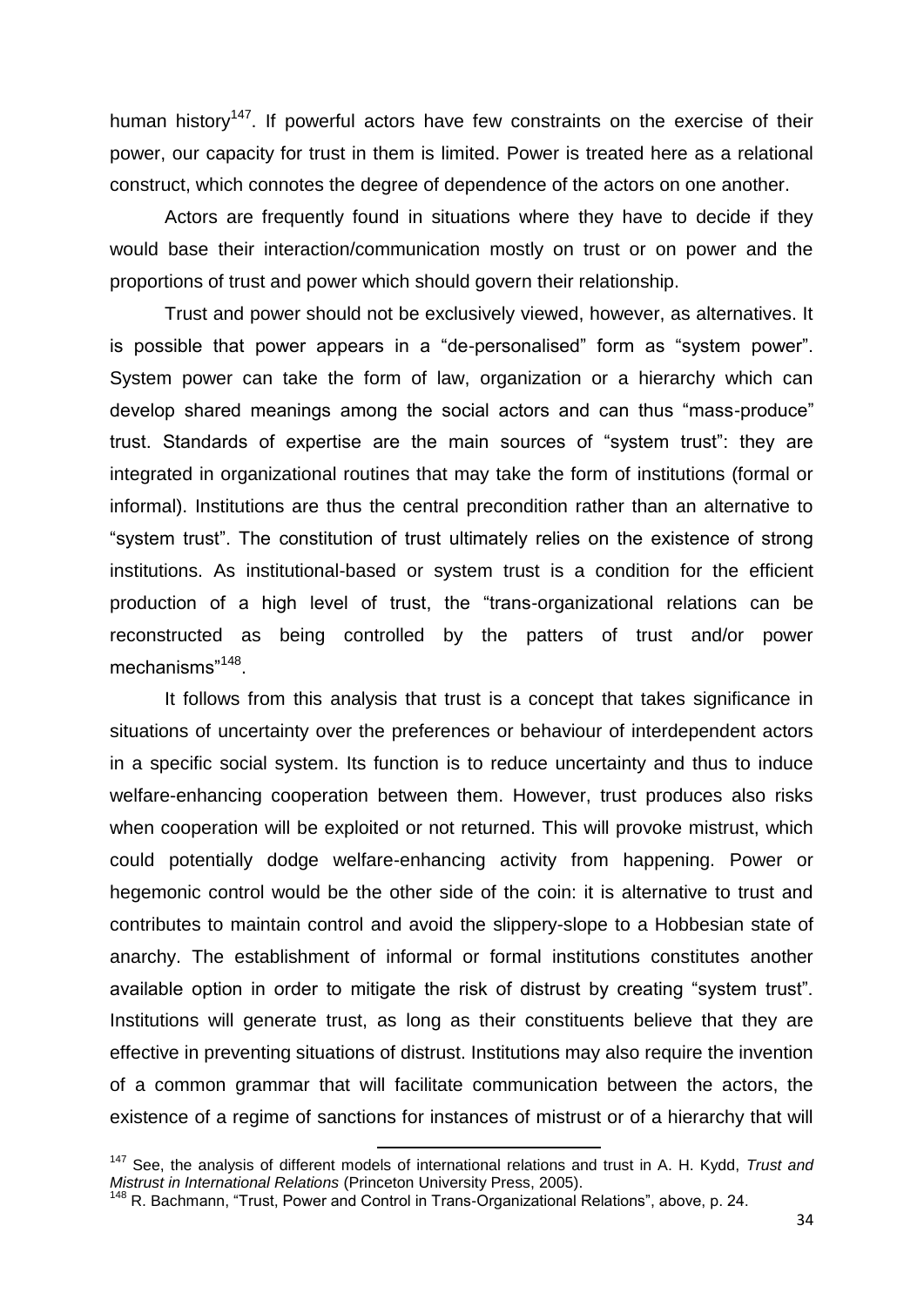human history[147]. If powerful actors have few constraints on the exercise of their power, our capacity for trust in them is limited. Power is treated here as a relational construct, which connotes the degree of dependence of the actors on one another.

Actors are frequently found in situations where they have to decide if they would base their interaction/communication mostly on trust or on power and the proportions of trust and power which should govern their relationship.

Trust and power should not be exclusively viewed, however, as alternatives. It is possible that power appears in a "de-personalised" form as "system power". System power can take the form of law, organization or a hierarchy which can develop shared meanings among the social actors and can thus "mass-produce" trust. Standards of expertise are the main sources of "system trust": they are integrated in organizational routines that may take the form of institutions (formal or informal). Institutions are thus the central precondition rather than an alternative to "system trust". The constitution of trust ultimately relies on the existence of strong institutions. As institutional-based or system trust is a condition for the efficient production of a high level of trust, the "trans-organizational relations can be reconstructed as being controlled by the patters of trust and/or power mechanisms"[148].

It follows from this analysis that trust is a concept that takes significance in situations of uncertainty over the preferences or behaviour of interdependent actors in a specific social system. Its function is to reduce uncertainty and thus to induce welfare-enhancing cooperation between them. However, trust produces also risks when cooperation will be exploited or not returned. This will provoke mistrust, which could potentially dodge welfare-enhancing activity from happening. Power or hegemonic control would be the other side of the coin: it is alternative to trust and contributes to maintain control and avoid the slippery-slope to a Hobbesian state of anarchy. The establishment of informal or formal institutions constitutes another available option in order to mitigate the risk of distrust by creating "system trust". Institutions will generate trust, as long as their constituents believe that they are effective in preventing situations of distrust. Institutions may also require the invention of a common grammar that will facilitate communication between the actors, the existence of a regime of sanctions for instances of mistrust or of a hierarchy that will

---

[147] See, the analysis of different models of international relations and trust in A. H. Kydd, *Trust and Mistrust in International Relations* (Princeton University Press, 2005).

[148] R. Bachmann, "Trust, Power and Control in Trans-Organizational Relations", above, p. 24.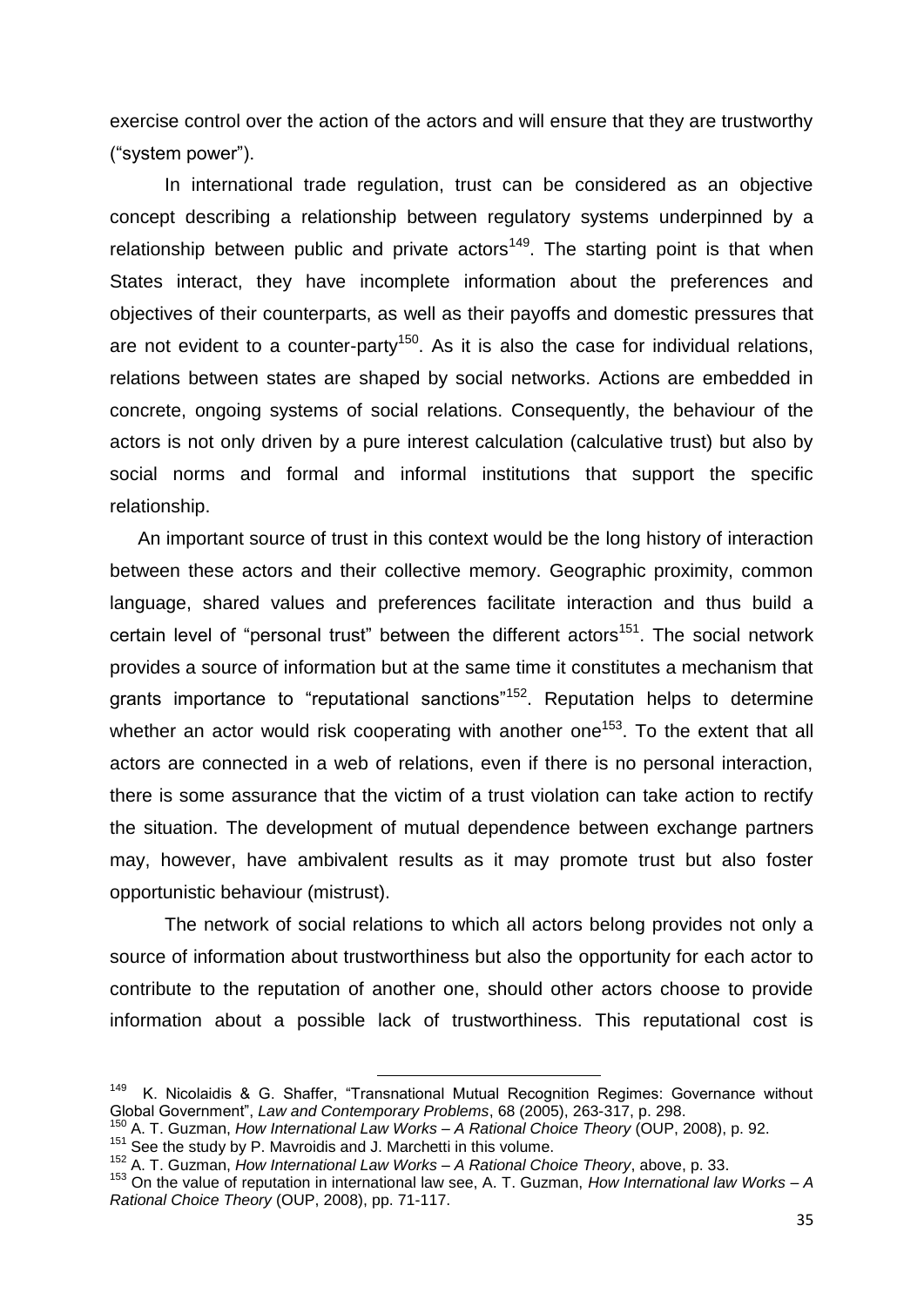exercise control over the action of the actors and will ensure that they are trustworthy ("system power").

In international trade regulation, trust can be considered as an objective concept describing a relationship between regulatory systems underpinned by a relationship between public and private actors[149]. The starting point is that when States interact, they have incomplete information about the preferences and objectives of their counterparts, as well as their payoffs and domestic pressures that are not evident to a counter-party[150]. As it is also the case for individual relations, relations between states are shaped by social networks. Actions are embedded in concrete, ongoing systems of social relations. Consequently, the behaviour of the actors is not only driven by a pure interest calculation (calculative trust) but also by social norms and formal and informal institutions that support the specific relationship.

An important source of trust in this context would be the long history of interaction between these actors and their collective memory. Geographic proximity, common language, shared values and preferences facilitate interaction and thus build a certain level of "personal trust" between the different actors[151]. The social network provides a source of information but at the same time it constitutes a mechanism that grants importance to "reputational sanctions"[152]. Reputation helps to determine whether an actor would risk cooperating with another one[153]. To the extent that all actors are connected in a web of relations, even if there is no personal interaction, there is some assurance that the victim of a trust violation can take action to rectify the situation. The development of mutual dependence between exchange partners may, however, have ambivalent results as it may promote trust but also foster opportunistic behaviour (mistrust).

The network of social relations to which all actors belong provides not only a source of information about trustworthiness but also the opportunity for each actor to contribute to the reputation of another one, should other actors choose to provide information about a possible lack of trustworthiness. This reputational cost is

---

[149] K. Nicolaidis & G. Shaffer, "Transnational Mutual Recognition Regimes: Governance without Global Government", *Law and Contemporary Problems*, 68 (2005), 263-317, p. 298.

[150] A. T. Guzman, *How International Law Works – A Rational Choice Theory* (OUP, 2008), p. 92.

[151] See the study by P. Mavroidis and J. Marchetti in this volume.

[152] A. T. Guzman, *How International Law Works – A Rational Choice Theory*, above, p. 33.

[153] On the value of reputation in international law see, A. T. Guzman, *How International law Works – A Rational Choice Theory* (OUP, 2008), pp. 71-117.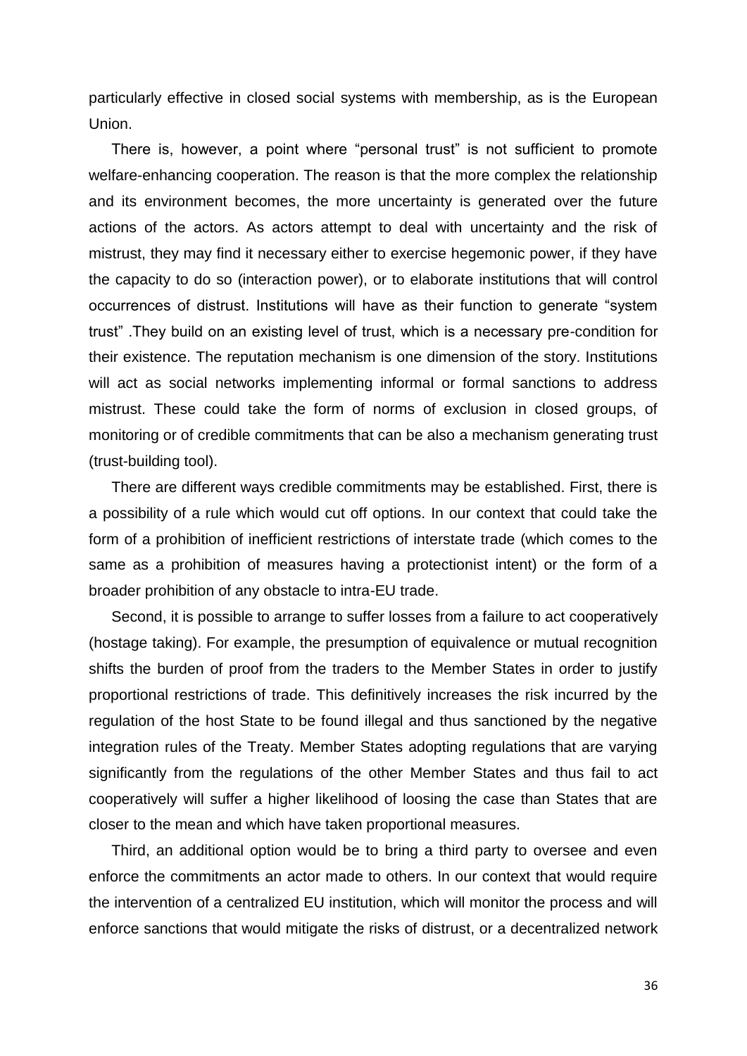particularly effective in closed social systems with membership, as is the European Union.

There is, however, a point where "personal trust" is not sufficient to promote welfare-enhancing cooperation. The reason is that the more complex the relationship and its environment becomes, the more uncertainty is generated over the future actions of the actors. As actors attempt to deal with uncertainty and the risk of mistrust, they may find it necessary either to exercise hegemonic power, if they have the capacity to do so (interaction power), or to elaborate institutions that will control occurrences of distrust. Institutions will have as their function to generate "system trust" .They build on an existing level of trust, which is a necessary pre-condition for their existence. The reputation mechanism is one dimension of the story. Institutions will act as social networks implementing informal or formal sanctions to address mistrust. These could take the form of norms of exclusion in closed groups, of monitoring or of credible commitments that can be also a mechanism generating trust (trust-building tool).

There are different ways credible commitments may be established. First, there is a possibility of a rule which would cut off options. In our context that could take the form of a prohibition of inefficient restrictions of interstate trade (which comes to the same as a prohibition of measures having a protectionist intent) or the form of a broader prohibition of any obstacle to intra-EU trade.

Second, it is possible to arrange to suffer losses from a failure to act cooperatively (hostage taking). For example, the presumption of equivalence or mutual recognition shifts the burden of proof from the traders to the Member States in order to justify proportional restrictions of trade. This definitively increases the risk incurred by the regulation of the host State to be found illegal and thus sanctioned by the negative integration rules of the Treaty. Member States adopting regulations that are varying significantly from the regulations of the other Member States and thus fail to act cooperatively will suffer a higher likelihood of loosing the case than States that are closer to the mean and which have taken proportional measures.

Third, an additional option would be to bring a third party to oversee and even enforce the commitments an actor made to others. In our context that would require the intervention of a centralized EU institution, which will monitor the process and will enforce sanctions that would mitigate the risks of distrust, or a decentralized network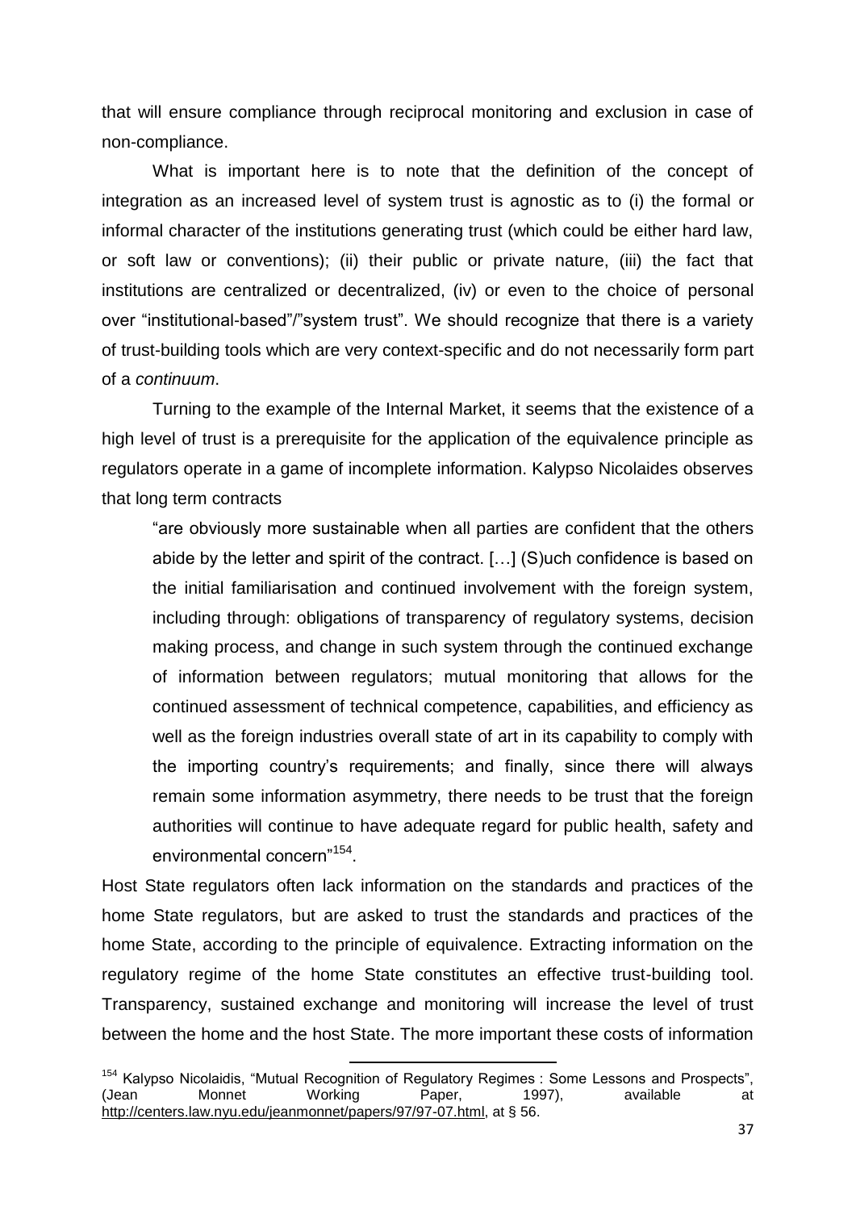that will ensure compliance through reciprocal monitoring and exclusion in case of non-compliance.

What is important here is to note that the definition of the concept of integration as an increased level of system trust is agnostic as to (i) the formal or informal character of the institutions generating trust (which could be either hard law, or soft law or conventions); (ii) their public or private nature, (iii) the fact that institutions are centralized or decentralized, (iv) or even to the choice of personal over "institutional-based"/"system trust". We should recognize that there is a variety of trust-building tools which are very context-specific and do not necessarily form part of a *continuum*.

Turning to the example of the Internal Market, it seems that the existence of a high level of trust is a prerequisite for the application of the equivalence principle as regulators operate in a game of incomplete information. Kalypso Nicolaides observes that long term contracts

> "are obviously more sustainable when all parties are confident that the others abide by the letter and spirit of the contract. […] (S)uch confidence is based on the initial familiarisation and continued involvement with the foreign system, including through: obligations of transparency of regulatory systems, decision making process, and change in such system through the continued exchange of information between regulators; mutual monitoring that allows for the continued assessment of technical competence, capabilities, and efficiency as well as the foreign industries overall state of art in its capability to comply with the importing country's requirements; and finally, since there will always remain some information asymmetry, there needs to be trust that the foreign authorities will continue to have adequate regard for public health, safety and environmental concern"[154].

Host State regulators often lack information on the standards and practices of the home State regulators, but are asked to trust the standards and practices of the home State, according to the principle of equivalence. Extracting information on the regulatory regime of the home State constitutes an effective trust-building tool. Transparency, sustained exchange and monitoring will increase the level of trust between the home and the host State. The more important these costs of information

[154] Kalypso Nicolaidis, "Mutual Recognition of Regulatory Regimes : Some Lessons and Prospects", (Jean Monnet Working Paper, 1997), available at http://centers.law.nyu.edu/jeanmonnet/papers/97/97-07.html, at § 56.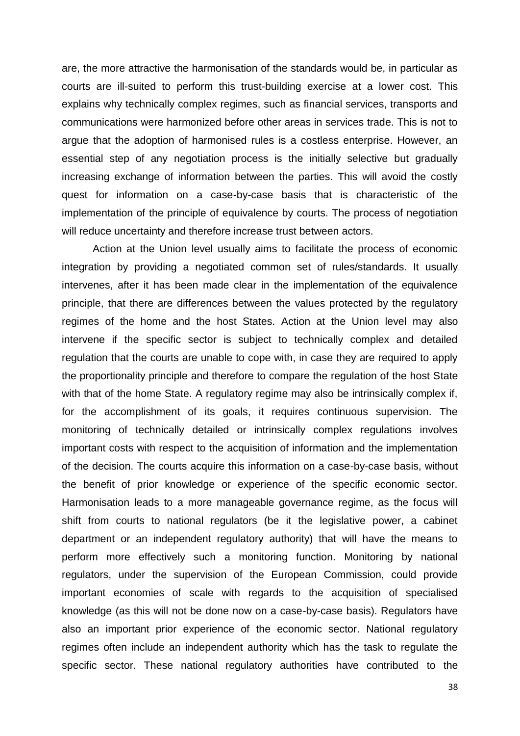are, the more attractive the harmonisation of the standards would be, in particular as courts are ill-suited to perform this trust-building exercise at a lower cost. This explains why technically complex regimes, such as financial services, transports and communications were harmonized before other areas in services trade. This is not to argue that the adoption of harmonised rules is a costless enterprise. However, an essential step of any negotiation process is the initially selective but gradually increasing exchange of information between the parties. This will avoid the costly quest for information on a case-by-case basis that is characteristic of the implementation of the principle of equivalence by courts. The process of negotiation will reduce uncertainty and therefore increase trust between actors.

Action at the Union level usually aims to facilitate the process of economic integration by providing a negotiated common set of rules/standards. It usually intervenes, after it has been made clear in the implementation of the equivalence principle, that there are differences between the values protected by the regulatory regimes of the home and the host States. Action at the Union level may also intervene if the specific sector is subject to technically complex and detailed regulation that the courts are unable to cope with, in case they are required to apply the proportionality principle and therefore to compare the regulation of the host State with that of the home State. A regulatory regime may also be intrinsically complex if, for the accomplishment of its goals, it requires continuous supervision. The monitoring of technically detailed or intrinsically complex regulations involves important costs with respect to the acquisition of information and the implementation of the decision. The courts acquire this information on a case-by-case basis, without the benefit of prior knowledge or experience of the specific economic sector. Harmonisation leads to a more manageable governance regime, as the focus will shift from courts to national regulators (be it the legislative power, a cabinet department or an independent regulatory authority) that will have the means to perform more effectively such a monitoring function. Monitoring by national regulators, under the supervision of the European Commission, could provide important economies of scale with regards to the acquisition of specialised knowledge (as this will not be done now on a case-by-case basis). Regulators have also an important prior experience of the economic sector. National regulatory regimes often include an independent authority which has the task to regulate the specific sector. These national regulatory authorities have contributed to the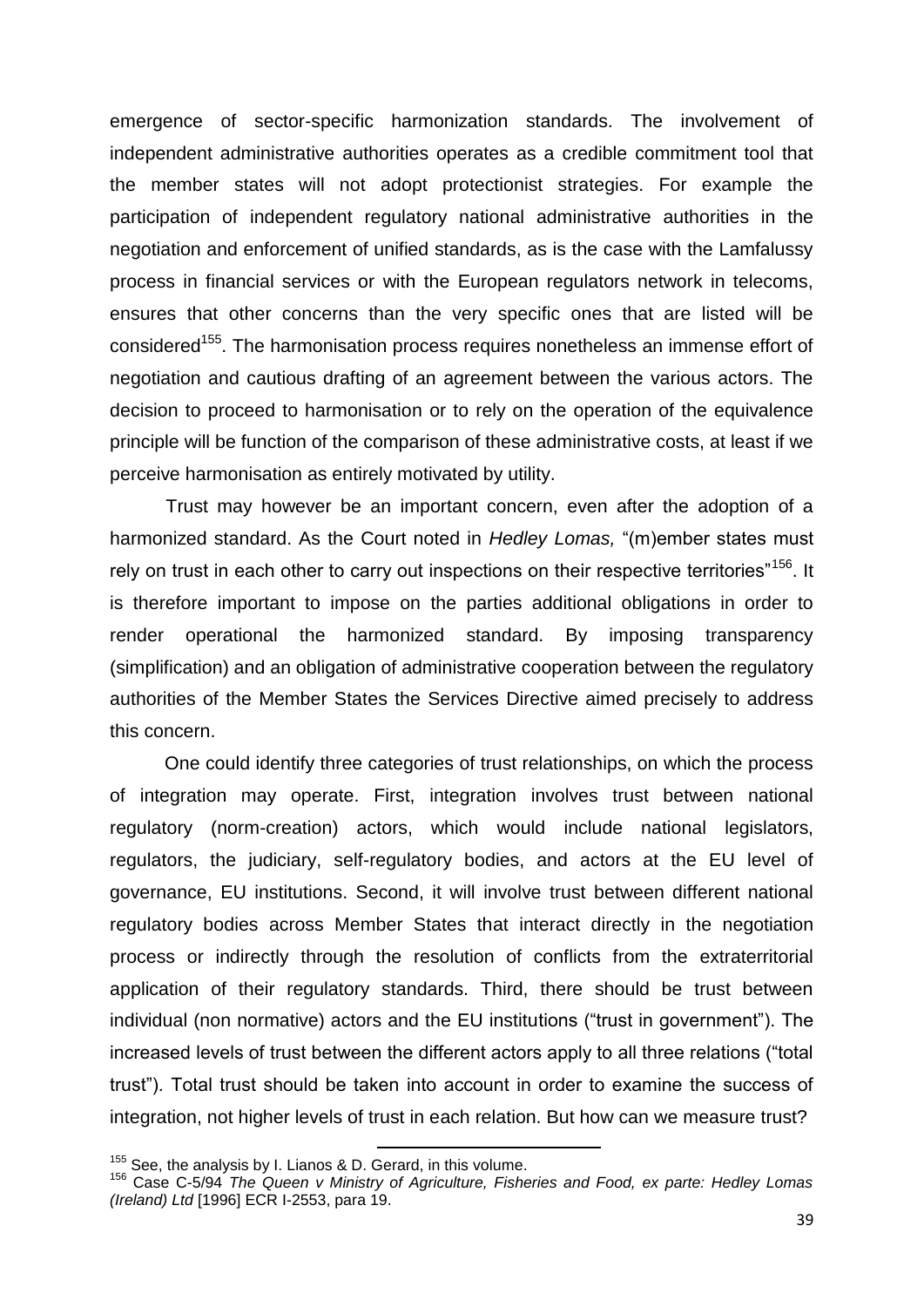emergence of sector-specific harmonization standards. The involvement of independent administrative authorities operates as a credible commitment tool that the member states will not adopt protectionist strategies. For example the participation of independent regulatory national administrative authorities in the negotiation and enforcement of unified standards, as is the case with the Lamfalussy process in financial services or with the European regulators network in telecoms, ensures that other concerns than the very specific ones that are listed will be considered[155]. The harmonisation process requires nonetheless an immense effort of negotiation and cautious drafting of an agreement between the various actors. The decision to proceed to harmonisation or to rely on the operation of the equivalence principle will be function of the comparison of these administrative costs, at least if we perceive harmonisation as entirely motivated by utility.

Trust may however be an important concern, even after the adoption of a harmonized standard. As the Court noted in *Hedley Lomas,* "(m)ember states must rely on trust in each other to carry out inspections on their respective territories"[156]. It is therefore important to impose on the parties additional obligations in order to render operational the harmonized standard. By imposing transparency (simplification) and an obligation of administrative cooperation between the regulatory authorities of the Member States the Services Directive aimed precisely to address this concern.

One could identify three categories of trust relationships, on which the process of integration may operate. First, integration involves trust between national regulatory (norm-creation) actors, which would include national legislators, regulators, the judiciary, self-regulatory bodies, and actors at the EU level of governance, EU institutions. Second, it will involve trust between different national regulatory bodies across Member States that interact directly in the negotiation process or indirectly through the resolution of conflicts from the extraterritorial application of their regulatory standards. Third, there should be trust between individual (non normative) actors and the EU institutions ("trust in government"). The increased levels of trust between the different actors apply to all three relations ("total trust"). Total trust should be taken into account in order to examine the success of integration, not higher levels of trust in each relation. But how can we measure trust?

---

[155] See, the analysis by I. Lianos & D. Gerard, in this volume.

[156] Case C-5/94 *The Queen v Ministry of Agriculture, Fisheries and Food, ex parte: Hedley Lomas (Ireland) Ltd* [1996] ECR I-2553, para 19.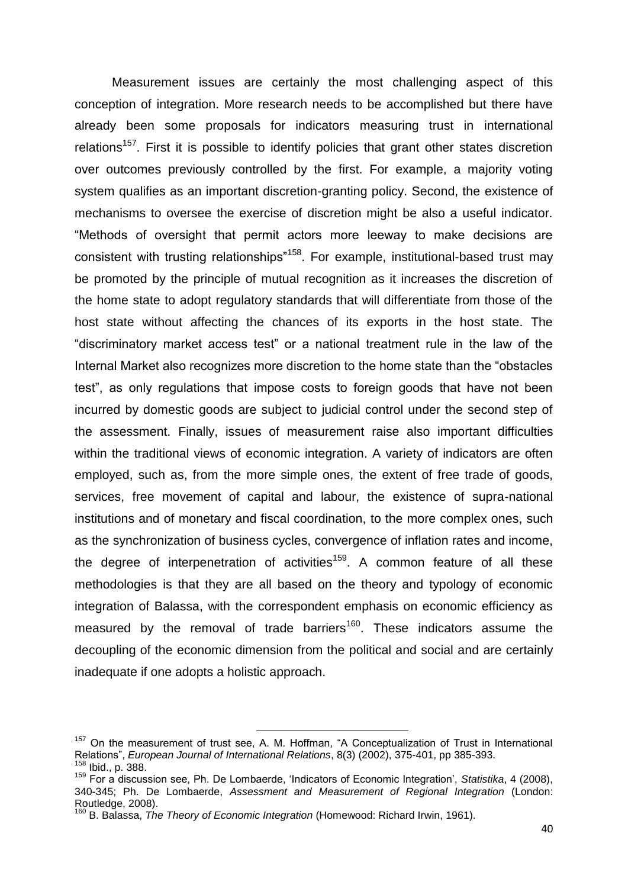Measurement issues are certainly the most challenging aspect of this conception of integration. More research needs to be accomplished but there have already been some proposals for indicators measuring trust in international relations[157]. First it is possible to identify policies that grant other states discretion over outcomes previously controlled by the first. For example, a majority voting system qualifies as an important discretion-granting policy. Second, the existence of mechanisms to oversee the exercise of discretion might be also a useful indicator. "Methods of oversight that permit actors more leeway to make decisions are consistent with trusting relationships"[158]. For example, institutional-based trust may be promoted by the principle of mutual recognition as it increases the discretion of the home state to adopt regulatory standards that will differentiate from those of the host state without affecting the chances of its exports in the host state. The "discriminatory market access test" or a national treatment rule in the law of the Internal Market also recognizes more discretion to the home state than the "obstacles test", as only regulations that impose costs to foreign goods that have not been incurred by domestic goods are subject to judicial control under the second step of the assessment. Finally, issues of measurement raise also important difficulties within the traditional views of economic integration. A variety of indicators are often employed, such as, from the more simple ones, the extent of free trade of goods, services, free movement of capital and labour, the existence of supra-national institutions and of monetary and fiscal coordination, to the more complex ones, such as the synchronization of business cycles, convergence of inflation rates and income, the degree of interpenetration of activities[159]. A common feature of all these methodologies is that they are all based on the theory and typology of economic integration of Balassa, with the correspondent emphasis on economic efficiency as measured by the removal of trade barriers[160]. These indicators assume the decoupling of the economic dimension from the political and social and are certainly inadequate if one adopts a holistic approach.

---

[157] On the measurement of trust see, A. M. Hoffman, "A Conceptualization of Trust in International Relations", *European Journal of International Relations*, 8(3) (2002), 375-401, pp 385-393.

[158] Ibid., p. 388.

[159] For a discussion see, Ph. De Lombaerde, 'Indicators of Economic Integration', *Statistika*, 4 (2008), 340-345; Ph. De Lombaerde, *Assessment and Measurement of Regional Integration* (London: Routledge, 2008).

[160] B. Balassa, *The Theory of Economic Integration* (Homewood: Richard Irwin, 1961).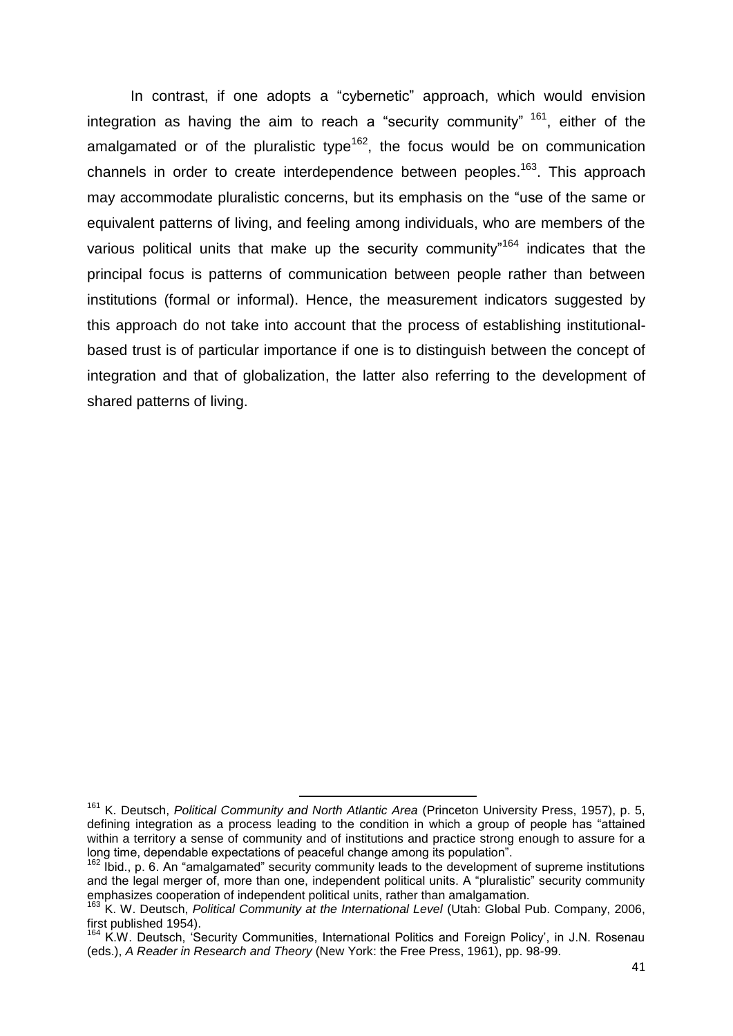In contrast, if one adopts a "cybernetic" approach, which would envision integration as having the aim to reach a "security community" [161], either of the amalgamated or of the pluralistic type[162], the focus would be on communication channels in order to create interdependence between peoples.[163]. This approach may accommodate pluralistic concerns, but its emphasis on the "use of the same or equivalent patterns of living, and feeling among individuals, who are members of the various political units that make up the security community"[164] indicates that the principal focus is patterns of communication between people rather than between institutions (formal or informal). Hence, the measurement indicators suggested by this approach do not take into account that the process of establishing institutional-based trust is of particular importance if one is to distinguish between the concept of integration and that of globalization, the latter also referring to the development of shared patterns of living.

---

[161] K. Deutsch, *Political Community and North Atlantic Area* (Princeton University Press, 1957), p. 5, defining integration as a process leading to the condition in which a group of people has "attained within a territory a sense of community and of institutions and practice strong enough to assure for a long time, dependable expectations of peaceful change among its population".

[162] Ibid., p. 6. An "amalgamated" security community leads to the development of supreme institutions and the legal merger of, more than one, independent political units. A "pluralistic" security community emphasizes cooperation of independent political units, rather than amalgamation.

[163] K. W. Deutsch, *Political Community at the International Level* (Utah: Global Pub. Company, 2006, first published 1954).

[164] K.W. Deutsch, 'Security Communities, International Politics and Foreign Policy', in J.N. Rosenau (eds.), *A Reader in Research and Theory* (New York: the Free Press, 1961), pp. 98-99.